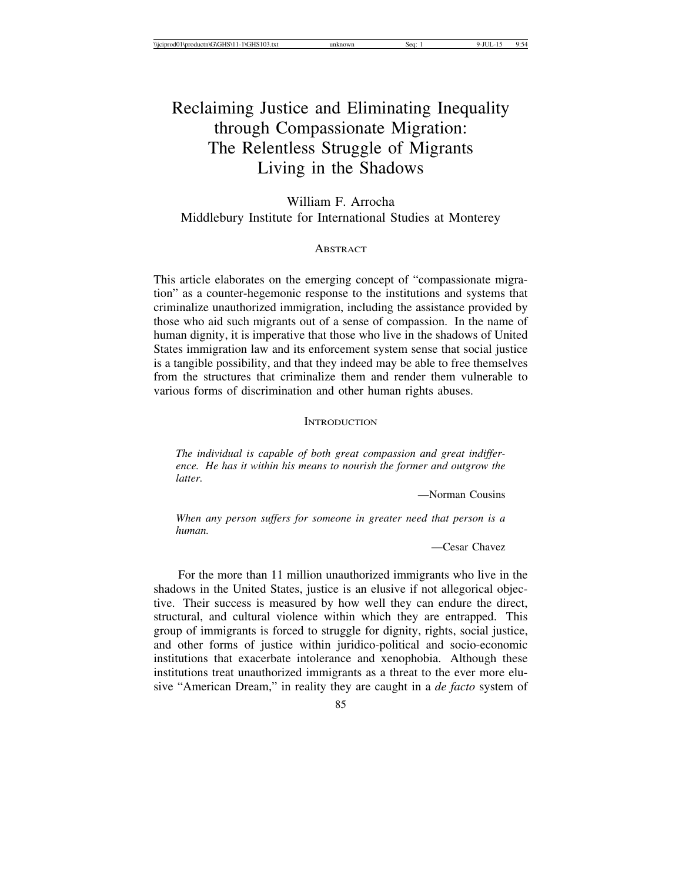# Reclaiming Justice and Eliminating Inequality through Compassionate Migration: The Relentless Struggle of Migrants Living in the Shadows

William F. Arrocha
Middlebury Institute for International Studies at Monterey

## Abstract

This article elaborates on the emerging concept of "compassionate migration" as a counter-hegemonic response to the institutions and systems that criminalize unauthorized immigration, including the assistance provided by those who aid such migrants out of a sense of compassion. In the name of human dignity, it is imperative that those who live in the shadows of United States immigration law and its enforcement system sense that social justice is a tangible possibility, and that they indeed may be able to free themselves from the structures that criminalize them and render them vulnerable to various forms of discrimination and other human rights abuses.

## Introduction

> *The individual is capable of both great compassion and great indifference. He has it within his means to nourish the former and outgrow the latter.*
>
> —Norman Cousins

> *When any person suffers for someone in greater need that person is a human.*
>
> —Cesar Chavez

For the more than 11 million unauthorized immigrants who live in the shadows in the United States, justice is an elusive if not allegorical objective. Their success is measured by how well they can endure the direct, structural, and cultural violence within which they are entrapped. This group of immigrants is forced to struggle for dignity, rights, social justice, and other forms of justice within juridico-political and socio-economic institutions that exacerbate intolerance and xenophobia. Although these institutions treat unauthorized immigrants as a threat to the ever more elusive "American Dream," in reality they are caught in a *de facto* system of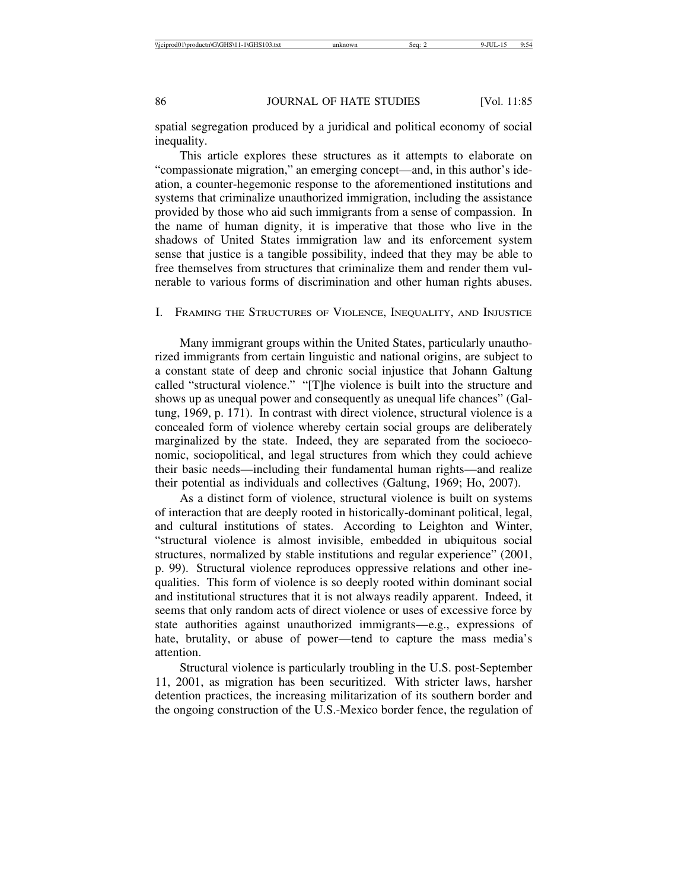spatial segregation produced by a juridical and political economy of social inequality.

This article explores these structures as it attempts to elaborate on "compassionate migration," an emerging concept—and, in this author's ideation, a counter-hegemonic response to the aforementioned institutions and systems that criminalize unauthorized immigration, including the assistance provided by those who aid such immigrants from a sense of compassion. In the name of human dignity, it is imperative that those who live in the shadows of United States immigration law and its enforcement system sense that justice is a tangible possibility, indeed that they may be able to free themselves from structures that criminalize them and render them vulnerable to various forms of discrimination and other human rights abuses.

## I. Framing the Structures of Violence, Inequality, and Injustice

Many immigrant groups within the United States, particularly unauthorized immigrants from certain linguistic and national origins, are subject to a constant state of deep and chronic social injustice that Johann Galtung called "structural violence." "[T]he violence is built into the structure and shows up as unequal power and consequently as unequal life chances" (Galtung, 1969, p. 171). In contrast with direct violence, structural violence is a concealed form of violence whereby certain social groups are deliberately marginalized by the state. Indeed, they are separated from the socioeconomic, sociopolitical, and legal structures from which they could achieve their basic needs—including their fundamental human rights—and realize their potential as individuals and collectives (Galtung, 1969; Ho, 2007).

As a distinct form of violence, structural violence is built on systems of interaction that are deeply rooted in historically-dominant political, legal, and cultural institutions of states. According to Leighton and Winter, "structural violence is almost invisible, embedded in ubiquitous social structures, normalized by stable institutions and regular experience" (2001, p. 99). Structural violence reproduces oppressive relations and other inequalities. This form of violence is so deeply rooted within dominant social and institutional structures that it is not always readily apparent. Indeed, it seems that only random acts of direct violence or uses of excessive force by state authorities against unauthorized immigrants—e.g., expressions of hate, brutality, or abuse of power—tend to capture the mass media's attention.

Structural violence is particularly troubling in the U.S. post-September 11, 2001, as migration has been securitized. With stricter laws, harsher detention practices, the increasing militarization of its southern border and the ongoing construction of the U.S.-Mexico border fence, the regulation of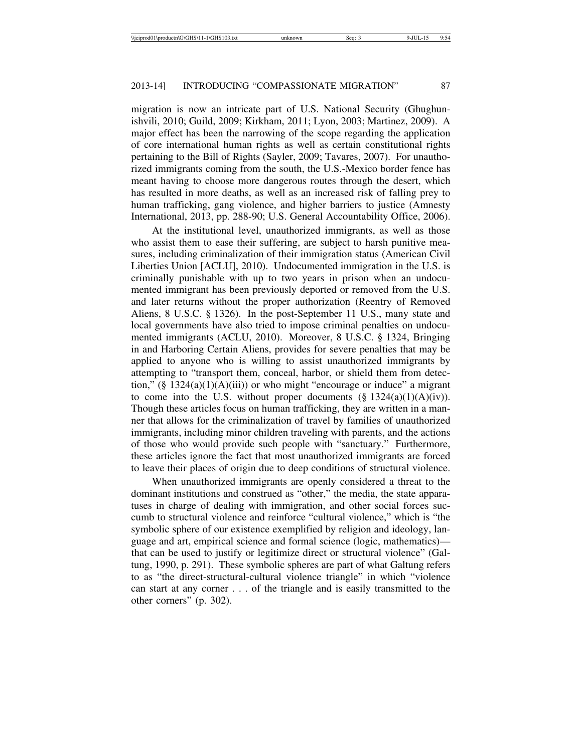migration is now an intricate part of U.S. National Security (Ghughunishvili, 2010; Guild, 2009; Kirkham, 2011; Lyon, 2003; Martinez, 2009). A major effect has been the narrowing of the scope regarding the application of core international human rights as well as certain constitutional rights pertaining to the Bill of Rights (Sayler, 2009; Tavares, 2007). For unauthorized immigrants coming from the south, the U.S.-Mexico border fence has meant having to choose more dangerous routes through the desert, which has resulted in more deaths, as well as an increased risk of falling prey to human trafficking, gang violence, and higher barriers to justice (Amnesty International, 2013, pp. 288-90; U.S. General Accountability Office, 2006).

At the institutional level, unauthorized immigrants, as well as those who assist them to ease their suffering, are subject to harsh punitive measures, including criminalization of their immigration status (American Civil Liberties Union [ACLU], 2010). Undocumented immigration in the U.S. is criminally punishable with up to two years in prison when an undocumented immigrant has been previously deported or removed from the U.S. and later returns without the proper authorization (Reentry of Removed Aliens, 8 U.S.C. § 1326). In the post-September 11 U.S., many state and local governments have also tried to impose criminal penalties on undocumented immigrants (ACLU, 2010). Moreover, 8 U.S.C. § 1324, Bringing in and Harboring Certain Aliens, provides for severe penalties that may be applied to anyone who is willing to assist unauthorized immigrants by attempting to "transport them, conceal, harbor, or shield them from detection," (§ 1324(a)(1)(A)(iii)) or who might "encourage or induce" a migrant to come into the U.S. without proper documents (§ 1324(a)(1)(A)(iv)). Though these articles focus on human trafficking, they are written in a manner that allows for the criminalization of travel by families of unauthorized immigrants, including minor children traveling with parents, and the actions of those who would provide such people with "sanctuary." Furthermore, these articles ignore the fact that most unauthorized immigrants are forced to leave their places of origin due to deep conditions of structural violence.

When unauthorized immigrants are openly considered a threat to the dominant institutions and construed as "other," the media, the state apparatuses in charge of dealing with immigration, and other social forces succumb to structural violence and reinforce "cultural violence," which is "the symbolic sphere of our existence exemplified by religion and ideology, language and art, empirical science and formal science (logic, mathematics)—that can be used to justify or legitimize direct or structural violence" (Galtung, 1990, p. 291). These symbolic spheres are part of what Galtung refers to as "the direct-structural-cultural violence triangle" in which "violence can start at any corner . . . of the triangle and is easily transmitted to the other corners" (p. 302).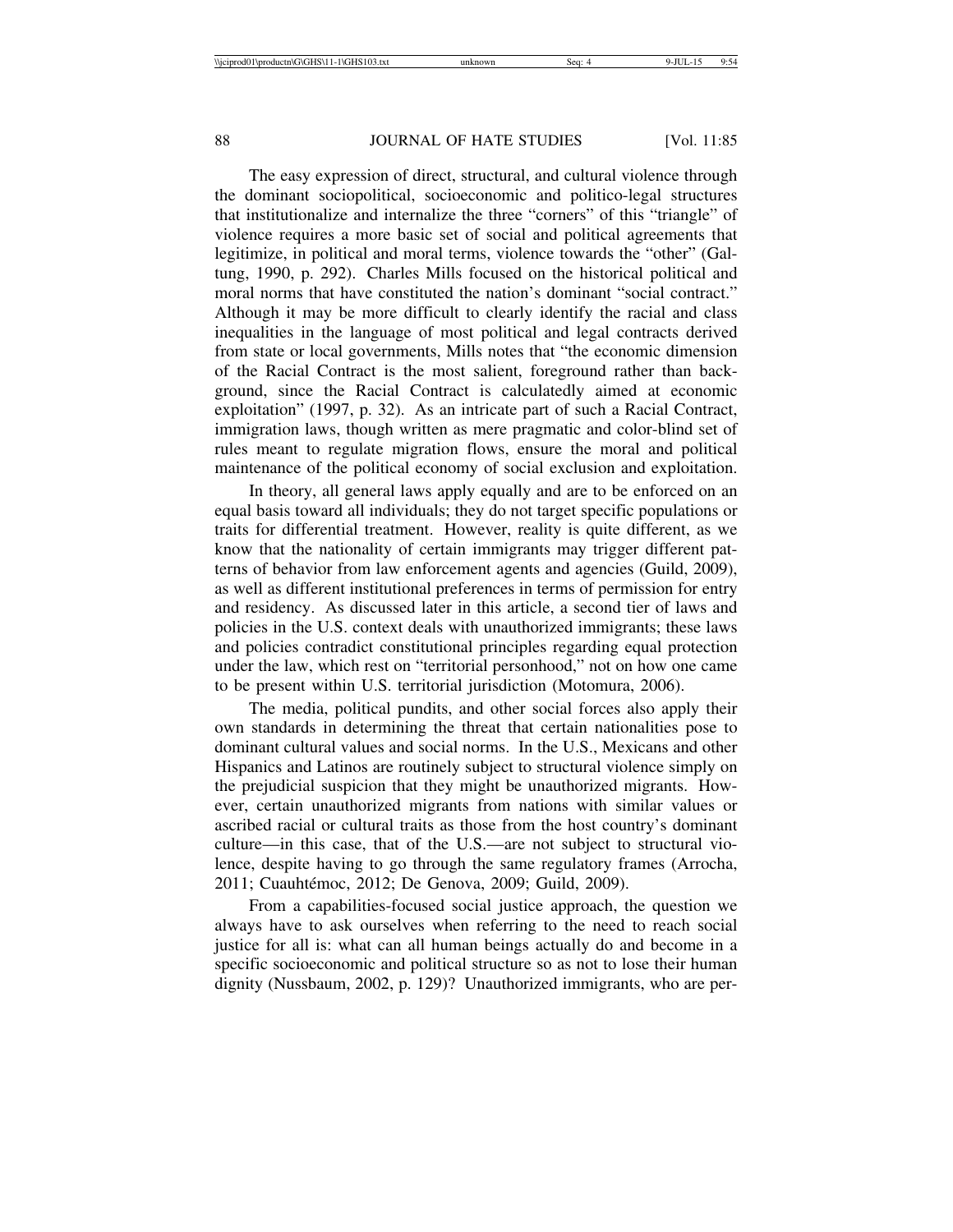The easy expression of direct, structural, and cultural violence through the dominant sociopolitical, socioeconomic and politico-legal structures that institutionalize and internalize the three "corners" of this "triangle" of violence requires a more basic set of social and political agreements that legitimize, in political and moral terms, violence towards the "other" (Galtung, 1990, p. 292). Charles Mills focused on the historical political and moral norms that have constituted the nation's dominant "social contract." Although it may be more difficult to clearly identify the racial and class inequalities in the language of most political and legal contracts derived from state or local governments, Mills notes that "the economic dimension of the Racial Contract is the most salient, foreground rather than background, since the Racial Contract is calculatedly aimed at economic exploitation" (1997, p. 32). As an intricate part of such a Racial Contract, immigration laws, though written as mere pragmatic and color-blind set of rules meant to regulate migration flows, ensure the moral and political maintenance of the political economy of social exclusion and exploitation.

In theory, all general laws apply equally and are to be enforced on an equal basis toward all individuals; they do not target specific populations or traits for differential treatment. However, reality is quite different, as we know that the nationality of certain immigrants may trigger different patterns of behavior from law enforcement agents and agencies (Guild, 2009), as well as different institutional preferences in terms of permission for entry and residency. As discussed later in this article, a second tier of laws and policies in the U.S. context deals with unauthorized immigrants; these laws and policies contradict constitutional principles regarding equal protection under the law, which rest on "territorial personhood," not on how one came to be present within U.S. territorial jurisdiction (Motomura, 2006).

The media, political pundits, and other social forces also apply their own standards in determining the threat that certain nationalities pose to dominant cultural values and social norms. In the U.S., Mexicans and other Hispanics and Latinos are routinely subject to structural violence simply on the prejudicial suspicion that they might be unauthorized migrants. However, certain unauthorized migrants from nations with similar values or ascribed racial or cultural traits as those from the host country's dominant culture—in this case, that of the U.S.—are not subject to structural violence, despite having to go through the same regulatory frames (Arrocha, 2011; Cuauhtémoc, 2012; De Genova, 2009; Guild, 2009).

From a capabilities-focused social justice approach, the question we always have to ask ourselves when referring to the need to reach social justice for all is: what can all human beings actually do and become in a specific socioeconomic and political structure so as not to lose their human dignity (Nussbaum, 2002, p. 129)? Unauthorized immigrants, who are per-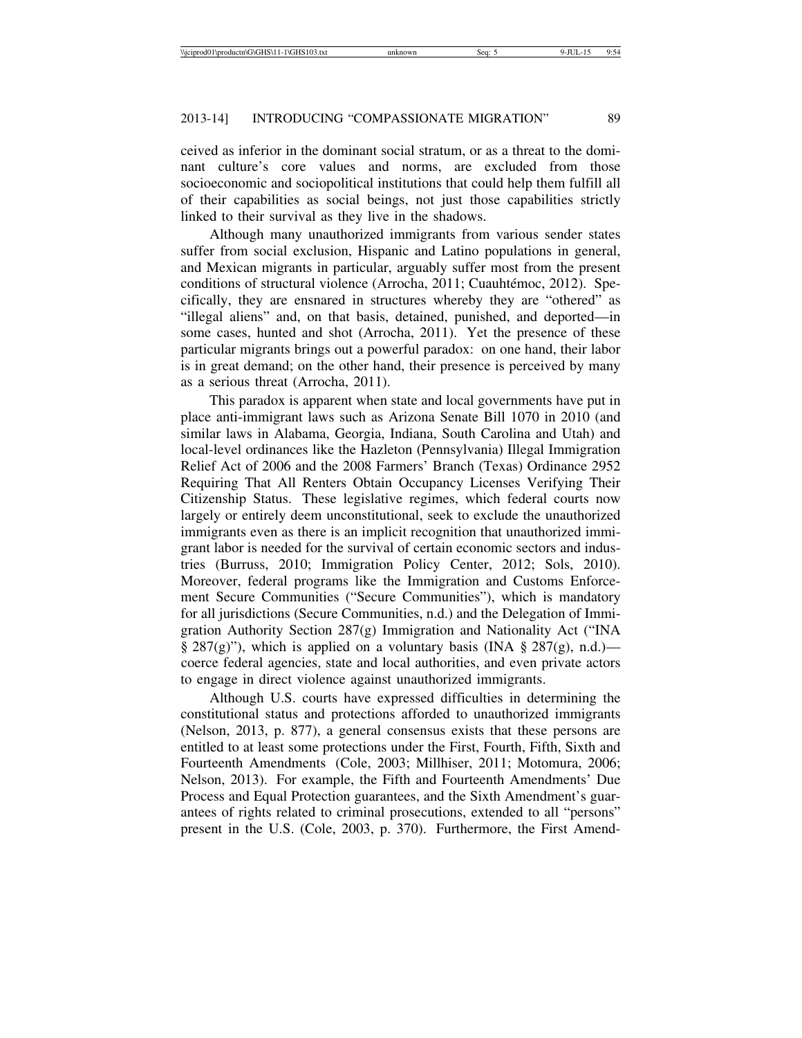ceived as inferior in the dominant social stratum, or as a threat to the dominant culture's core values and norms, are excluded from those socioeconomic and sociopolitical institutions that could help them fulfill all of their capabilities as social beings, not just those capabilities strictly linked to their survival as they live in the shadows.

Although many unauthorized immigrants from various sender states suffer from social exclusion, Hispanic and Latino populations in general, and Mexican migrants in particular, arguably suffer most from the present conditions of structural violence (Arrocha, 2011; Cuauhtémoc, 2012). Specifically, they are ensnared in structures whereby they are "othered" as "illegal aliens" and, on that basis, detained, punished, and deported—in some cases, hunted and shot (Arrocha, 2011). Yet the presence of these particular migrants brings out a powerful paradox: on one hand, their labor is in great demand; on the other hand, their presence is perceived by many as a serious threat (Arrocha, 2011).

This paradox is apparent when state and local governments have put in place anti-immigrant laws such as Arizona Senate Bill 1070 in 2010 (and similar laws in Alabama, Georgia, Indiana, South Carolina and Utah) and local-level ordinances like the Hazleton (Pennsylvania) Illegal Immigration Relief Act of 2006 and the 2008 Farmers' Branch (Texas) Ordinance 2952 Requiring That All Renters Obtain Occupancy Licenses Verifying Their Citizenship Status. These legislative regimes, which federal courts now largely or entirely deem unconstitutional, seek to exclude the unauthorized immigrants even as there is an implicit recognition that unauthorized immigrant labor is needed for the survival of certain economic sectors and industries (Burruss, 2010; Immigration Policy Center, 2012; Sols, 2010). Moreover, federal programs like the Immigration and Customs Enforcement Secure Communities ("Secure Communities"), which is mandatory for all jurisdictions (Secure Communities, n.d.) and the Delegation of Immigration Authority Section 287(g) Immigration and Nationality Act ("INA § 287(g)"), which is applied on a voluntary basis (INA § 287(g), n.d.)—coerce federal agencies, state and local authorities, and even private actors to engage in direct violence against unauthorized immigrants.

Although U.S. courts have expressed difficulties in determining the constitutional status and protections afforded to unauthorized immigrants (Nelson, 2013, p. 877), a general consensus exists that these persons are entitled to at least some protections under the First, Fourth, Fifth, Sixth and Fourteenth Amendments (Cole, 2003; Millhiser, 2011; Motomura, 2006; Nelson, 2013). For example, the Fifth and Fourteenth Amendments' Due Process and Equal Protection guarantees, and the Sixth Amendment's guarantees of rights related to criminal prosecutions, extended to all "persons" present in the U.S. (Cole, 2003, p. 370). Furthermore, the First Amend-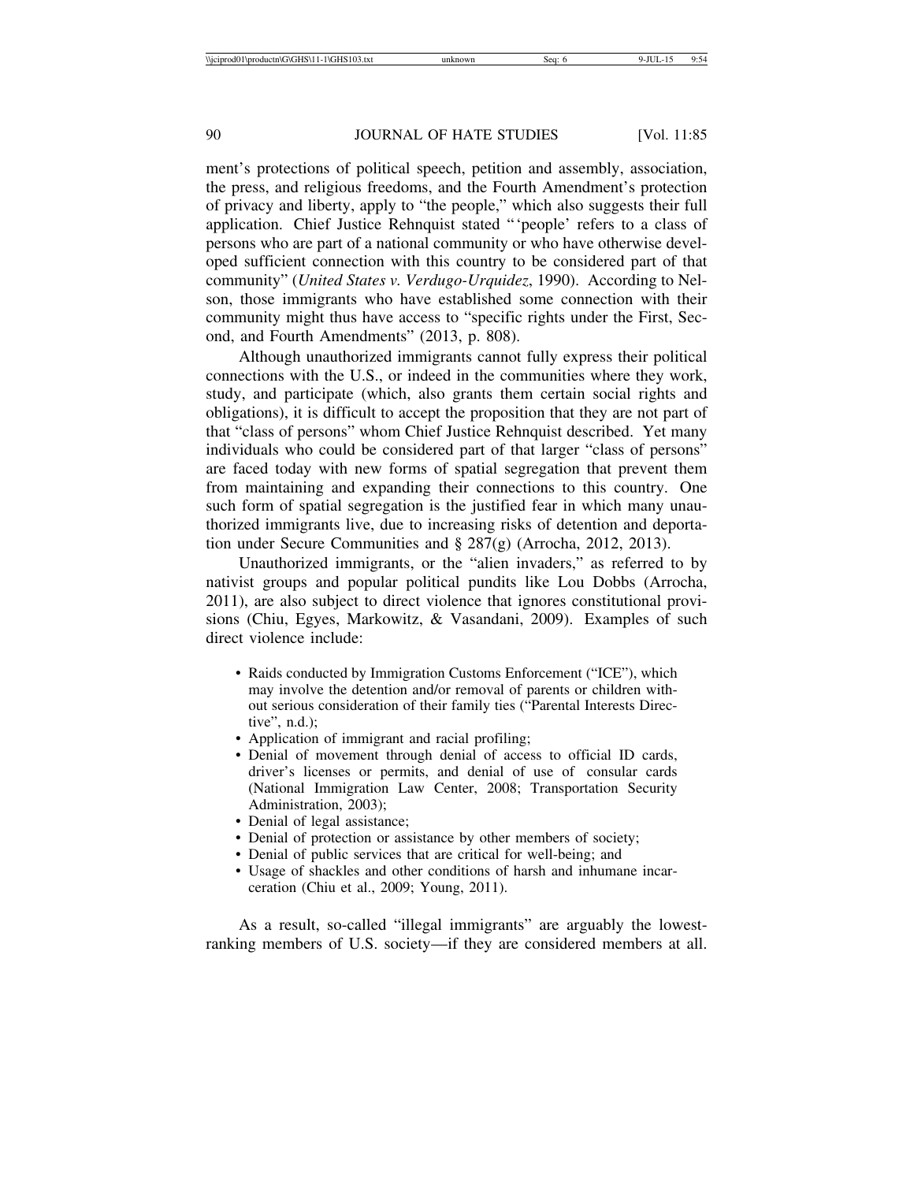ment's protections of political speech, petition and assembly, association, the press, and religious freedoms, and the Fourth Amendment's protection of privacy and liberty, apply to "the people," which also suggests their full application. Chief Justice Rehnquist stated "'people' refers to a class of persons who are part of a national community or who have otherwise developed sufficient connection with this country to be considered part of that community" (*United States v. Verdugo-Urquidez*, 1990). According to Nelson, those immigrants who have established some connection with their community might thus have access to "specific rights under the First, Second, and Fourth Amendments" (2013, p. 808).

Although unauthorized immigrants cannot fully express their political connections with the U.S., or indeed in the communities where they work, study, and participate (which, also grants them certain social rights and obligations), it is difficult to accept the proposition that they are not part of that "class of persons" whom Chief Justice Rehnquist described. Yet many individuals who could be considered part of that larger "class of persons" are faced today with new forms of spatial segregation that prevent them from maintaining and expanding their connections to this country. One such form of spatial segregation is the justified fear in which many unauthorized immigrants live, due to increasing risks of detention and deportation under Secure Communities and § 287(g) (Arrocha, 2012, 2013).

Unauthorized immigrants, or the "alien invaders," as referred to by nativist groups and popular political pundits like Lou Dobbs (Arrocha, 2011), are also subject to direct violence that ignores constitutional provisions (Chiu, Egyes, Markowitz, & Vasandani, 2009). Examples of such direct violence include:

- Raids conducted by Immigration Customs Enforcement ("ICE"), which may involve the detention and/or removal of parents or children without serious consideration of their family ties ("Parental Interests Directive", n.d.);
- Application of immigrant and racial profiling;
- Denial of movement through denial of access to official ID cards, driver's licenses or permits, and denial of use of consular cards (National Immigration Law Center, 2008; Transportation Security Administration, 2003);
- Denial of legal assistance;
- Denial of protection or assistance by other members of society;
- Denial of public services that are critical for well-being; and
- Usage of shackles and other conditions of harsh and inhumane incarceration (Chiu et al., 2009; Young, 2011).

As a result, so-called "illegal immigrants" are arguably the lowest-ranking members of U.S. society—if they are considered members at all.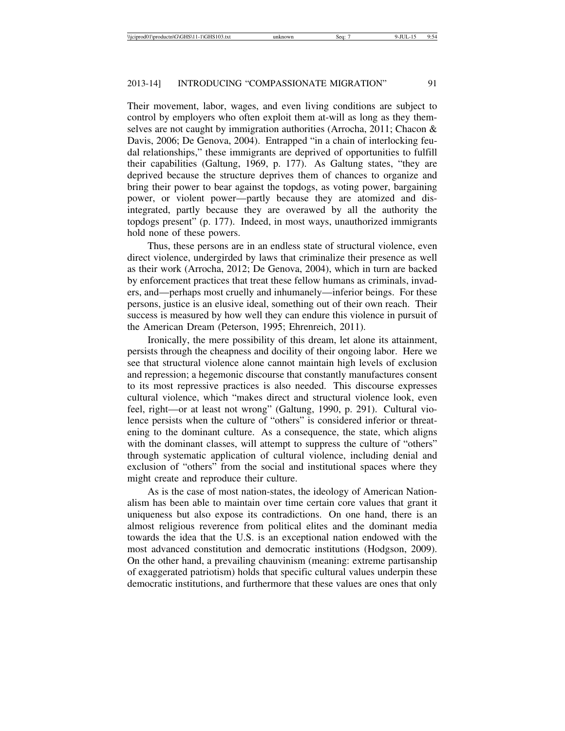Their movement, labor, wages, and even living conditions are subject to control by employers who often exploit them at-will as long as they themselves are not caught by immigration authorities (Arrocha, 2011; Chacon & Davis, 2006; De Genova, 2004). Entrapped "in a chain of interlocking feudal relationships," these immigrants are deprived of opportunities to fulfill their capabilities (Galtung, 1969, p. 177). As Galtung states, "they are deprived because the structure deprives them of chances to organize and bring their power to bear against the topdogs, as voting power, bargaining power, or violent power—partly because they are atomized and disintegrated, partly because they are overawed by all the authority the topdogs present" (p. 177). Indeed, in most ways, unauthorized immigrants hold none of these powers.

Thus, these persons are in an endless state of structural violence, even direct violence, undergirded by laws that criminalize their presence as well as their work (Arrocha, 2012; De Genova, 2004), which in turn are backed by enforcement practices that treat these fellow humans as criminals, invaders, and—perhaps most cruelly and inhumanely—inferior beings. For these persons, justice is an elusive ideal, something out of their own reach. Their success is measured by how well they can endure this violence in pursuit of the American Dream (Peterson, 1995; Ehrenreich, 2011).

Ironically, the mere possibility of this dream, let alone its attainment, persists through the cheapness and docility of their ongoing labor. Here we see that structural violence alone cannot maintain high levels of exclusion and repression; a hegemonic discourse that constantly manufactures consent to its most repressive practices is also needed. This discourse expresses cultural violence, which "makes direct and structural violence look, even feel, right—or at least not wrong" (Galtung, 1990, p. 291). Cultural violence persists when the culture of "others" is considered inferior or threatening to the dominant culture. As a consequence, the state, which aligns with the dominant classes, will attempt to suppress the culture of "others" through systematic application of cultural violence, including denial and exclusion of "others" from the social and institutional spaces where they might create and reproduce their culture.

As is the case of most nation-states, the ideology of American Nationalism has been able to maintain over time certain core values that grant it uniqueness but also expose its contradictions. On one hand, there is an almost religious reverence from political elites and the dominant media towards the idea that the U.S. is an exceptional nation endowed with the most advanced constitution and democratic institutions (Hodgson, 2009). On the other hand, a prevailing chauvinism (meaning: extreme partisanship of exaggerated patriotism) holds that specific cultural values underpin these democratic institutions, and furthermore that these values are ones that only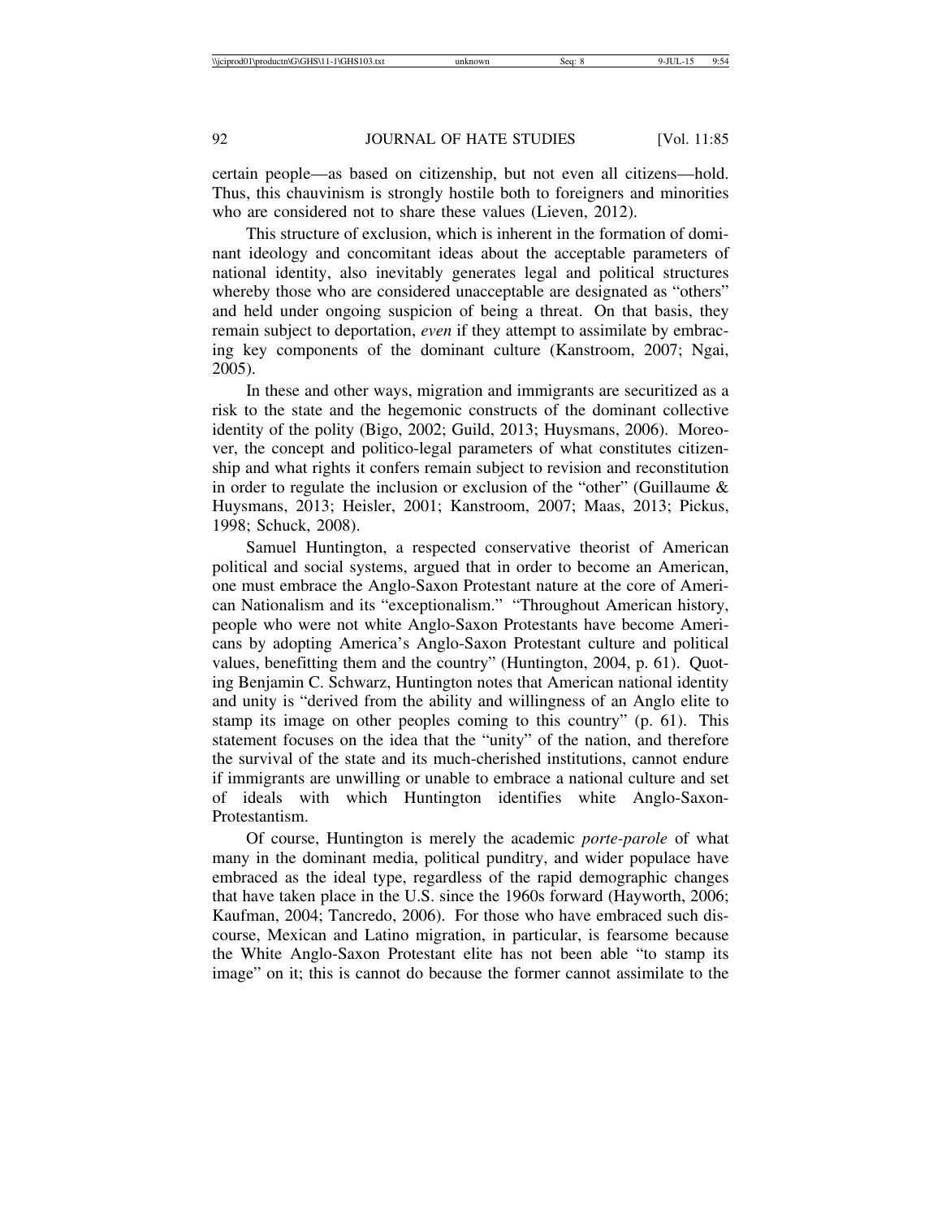certain people—as based on citizenship, but not even all citizens—hold. Thus, this chauvinism is strongly hostile both to foreigners and minorities who are considered not to share these values (Lieven, 2012).

This structure of exclusion, which is inherent in the formation of dominant ideology and concomitant ideas about the acceptable parameters of national identity, also inevitably generates legal and political structures whereby those who are considered unacceptable are designated as "others" and held under ongoing suspicion of being a threat. On that basis, they remain subject to deportation, *even* if they attempt to assimilate by embracing key components of the dominant culture (Kanstroom, 2007; Ngai, 2005).

In these and other ways, migration and immigrants are securitized as a risk to the state and the hegemonic constructs of the dominant collective identity of the polity (Bigo, 2002; Guild, 2013; Huysmans, 2006). Moreover, the concept and politico-legal parameters of what constitutes citizenship and what rights it confers remain subject to revision and reconstitution in order to regulate the inclusion or exclusion of the "other" (Guillaume & Huysmans, 2013; Heisler, 2001; Kanstroom, 2007; Maas, 2013; Pickus, 1998; Schuck, 2008).

Samuel Huntington, a respected conservative theorist of American political and social systems, argued that in order to become an American, one must embrace the Anglo-Saxon Protestant nature at the core of American Nationalism and its "exceptionalism." "Throughout American history, people who were not white Anglo-Saxon Protestants have become Americans by adopting America's Anglo-Saxon Protestant culture and political values, benefitting them and the country" (Huntington, 2004, p. 61). Quoting Benjamin C. Schwarz, Huntington notes that American national identity and unity is "derived from the ability and willingness of an Anglo elite to stamp its image on other peoples coming to this country" (p. 61). This statement focuses on the idea that the "unity" of the nation, and therefore the survival of the state and its much-cherished institutions, cannot endure if immigrants are unwilling or unable to embrace a national culture and set of ideals with which Huntington identifies white Anglo-Saxon-Protestantism.

Of course, Huntington is merely the academic *porte-parole* of what many in the dominant media, political punditry, and wider populace have embraced as the ideal type, regardless of the rapid demographic changes that have taken place in the U.S. since the 1960s forward (Hayworth, 2006; Kaufman, 2004; Tancredo, 2006). For those who have embraced such discourse, Mexican and Latino migration, in particular, is fearsome because the White Anglo-Saxon Protestant elite has not been able "to stamp its image" on it; this is cannot do because the former cannot assimilate to the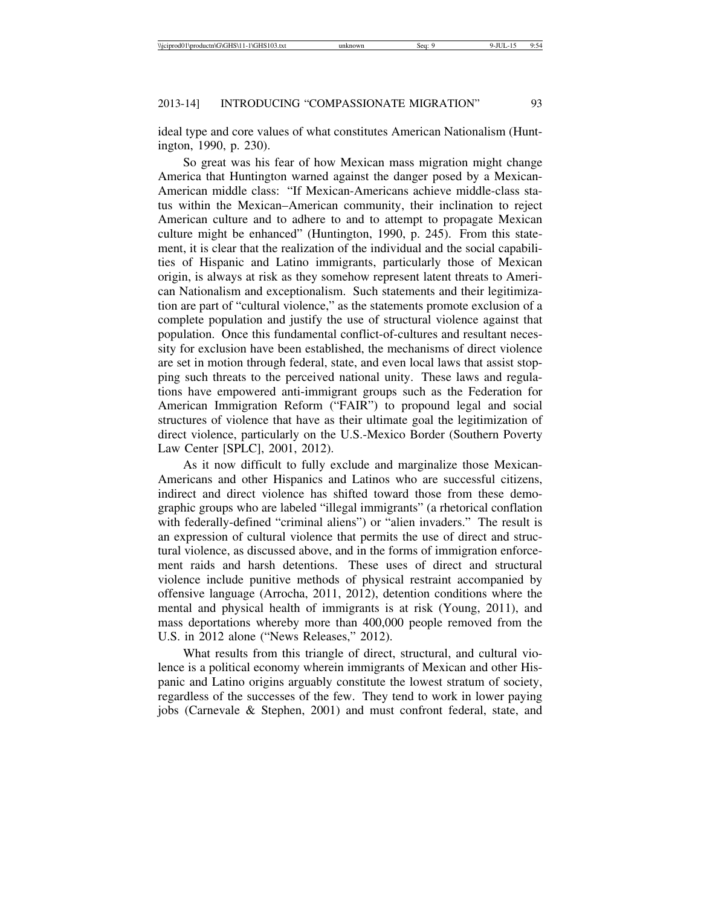ideal type and core values of what constitutes American Nationalism (Huntington, 1990, p. 230).

So great was his fear of how Mexican mass migration might change America that Huntington warned against the danger posed by a Mexican-American middle class: "If Mexican-Americans achieve middle-class status within the Mexican–American community, their inclination to reject American culture and to adhere to and to attempt to propagate Mexican culture might be enhanced" (Huntington, 1990, p. 245). From this statement, it is clear that the realization of the individual and the social capabilities of Hispanic and Latino immigrants, particularly those of Mexican origin, is always at risk as they somehow represent latent threats to American Nationalism and exceptionalism. Such statements and their legitimization are part of "cultural violence," as the statements promote exclusion of a complete population and justify the use of structural violence against that population. Once this fundamental conflict-of-cultures and resultant necessity for exclusion have been established, the mechanisms of direct violence are set in motion through federal, state, and even local laws that assist stopping such threats to the perceived national unity. These laws and regulations have empowered anti-immigrant groups such as the Federation for American Immigration Reform ("FAIR") to propound legal and social structures of violence that have as their ultimate goal the legitimization of direct violence, particularly on the U.S.-Mexico Border (Southern Poverty Law Center [SPLC], 2001, 2012).

As it now difficult to fully exclude and marginalize those Mexican-Americans and other Hispanics and Latinos who are successful citizens, indirect and direct violence has shifted toward those from these demographic groups who are labeled "illegal immigrants" (a rhetorical conflation with federally-defined "criminal aliens") or "alien invaders." The result is an expression of cultural violence that permits the use of direct and structural violence, as discussed above, and in the forms of immigration enforcement raids and harsh detentions. These uses of direct and structural violence include punitive methods of physical restraint accompanied by offensive language (Arrocha, 2011, 2012), detention conditions where the mental and physical health of immigrants is at risk (Young, 2011), and mass deportations whereby more than 400,000 people removed from the U.S. in 2012 alone ("News Releases," 2012).

What results from this triangle of direct, structural, and cultural violence is a political economy wherein immigrants of Mexican and other Hispanic and Latino origins arguably constitute the lowest stratum of society, regardless of the successes of the few. They tend to work in lower paying jobs (Carnevale & Stephen, 2001) and must confront federal, state, and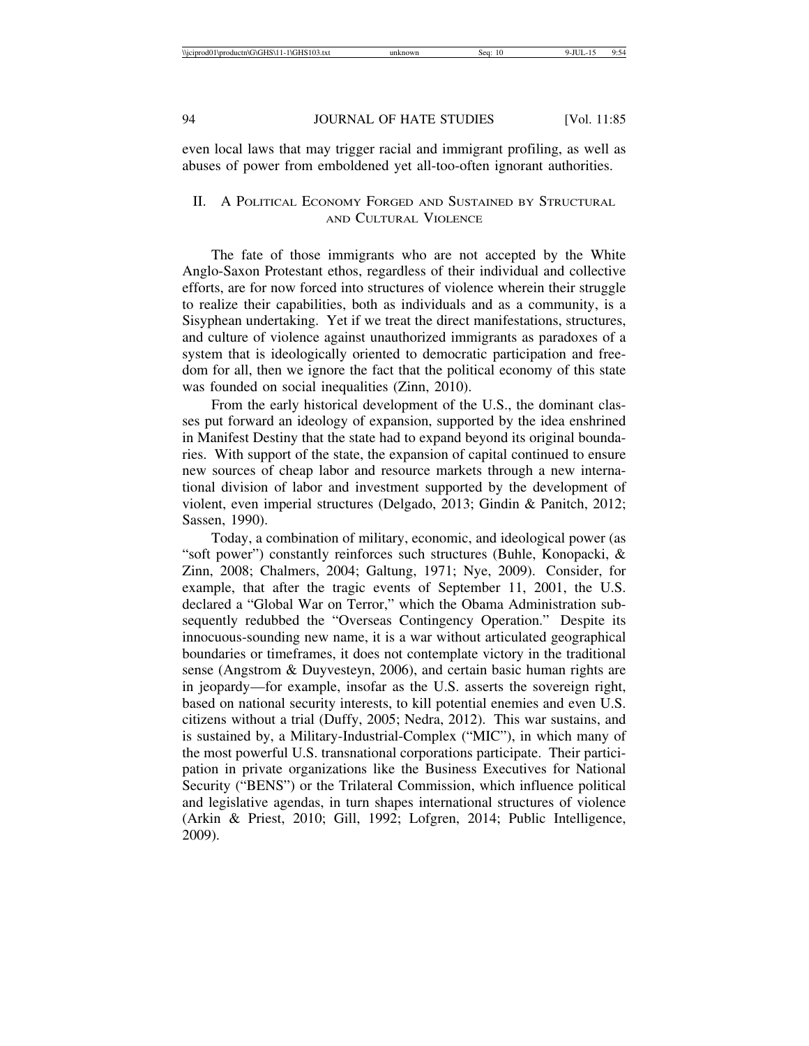even local laws that may trigger racial and immigrant profiling, as well as abuses of power from emboldened yet all-too-often ignorant authorities.

## II. A Political Economy Forged and Sustained by Structural and Cultural Violence

The fate of those immigrants who are not accepted by the White Anglo-Saxon Protestant ethos, regardless of their individual and collective efforts, are for now forced into structures of violence wherein their struggle to realize their capabilities, both as individuals and as a community, is a Sisyphean undertaking. Yet if we treat the direct manifestations, structures, and culture of violence against unauthorized immigrants as paradoxes of a system that is ideologically oriented to democratic participation and freedom for all, then we ignore the fact that the political economy of this state was founded on social inequalities (Zinn, 2010).

From the early historical development of the U.S., the dominant classes put forward an ideology of expansion, supported by the idea enshrined in Manifest Destiny that the state had to expand beyond its original boundaries. With support of the state, the expansion of capital continued to ensure new sources of cheap labor and resource markets through a new international division of labor and investment supported by the development of violent, even imperial structures (Delgado, 2013; Gindin & Panitch, 2012; Sassen, 1990).

Today, a combination of military, economic, and ideological power (as "soft power") constantly reinforces such structures (Buhle, Konopacki, & Zinn, 2008; Chalmers, 2004; Galtung, 1971; Nye, 2009). Consider, for example, that after the tragic events of September 11, 2001, the U.S. declared a "Global War on Terror," which the Obama Administration subsequently redubbed the "Overseas Contingency Operation." Despite its innocuous-sounding new name, it is a war without articulated geographical boundaries or timeframes, it does not contemplate victory in the traditional sense (Angstrom & Duyvesteyn, 2006), and certain basic human rights are in jeopardy—for example, insofar as the U.S. asserts the sovereign right, based on national security interests, to kill potential enemies and even U.S. citizens without a trial (Duffy, 2005; Nedra, 2012). This war sustains, and is sustained by, a Military-Industrial-Complex ("MIC"), in which many of the most powerful U.S. transnational corporations participate. Their participation in private organizations like the Business Executives for National Security ("BENS") or the Trilateral Commission, which influence political and legislative agendas, in turn shapes international structures of violence (Arkin & Priest, 2010; Gill, 1992; Lofgren, 2014; Public Intelligence, 2009).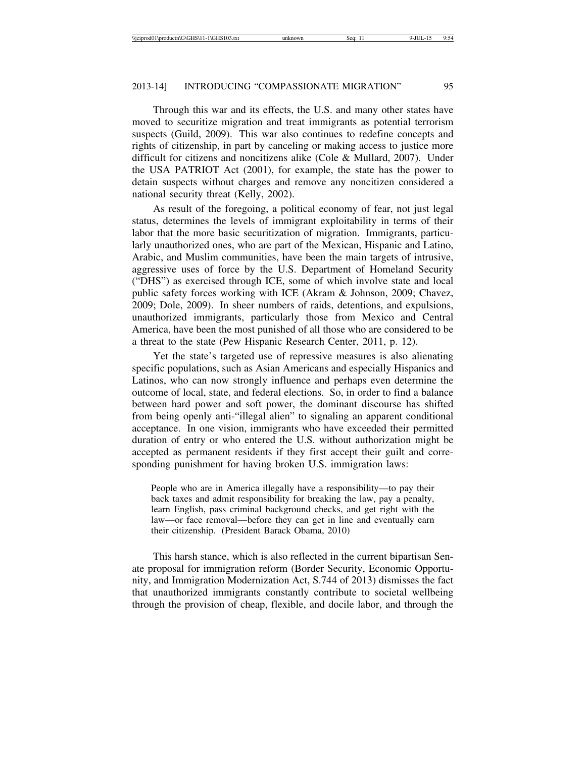Through this war and its effects, the U.S. and many other states have moved to securitize migration and treat immigrants as potential terrorism suspects (Guild, 2009). This war also continues to redefine concepts and rights of citizenship, in part by canceling or making access to justice more difficult for citizens and noncitizens alike (Cole & Mullard, 2007). Under the USA PATRIOT Act (2001), for example, the state has the power to detain suspects without charges and remove any noncitizen considered a national security threat (Kelly, 2002).

As result of the foregoing, a political economy of fear, not just legal status, determines the levels of immigrant exploitability in terms of their labor that the more basic securitization of migration. Immigrants, particularly unauthorized ones, who are part of the Mexican, Hispanic and Latino, Arabic, and Muslim communities, have been the main targets of intrusive, aggressive uses of force by the U.S. Department of Homeland Security ("DHS") as exercised through ICE, some of which involve state and local public safety forces working with ICE (Akram & Johnson, 2009; Chavez, 2009; Dole, 2009). In sheer numbers of raids, detentions, and expulsions, unauthorized immigrants, particularly those from Mexico and Central America, have been the most punished of all those who are considered to be a threat to the state (Pew Hispanic Research Center, 2011, p. 12).

Yet the state's targeted use of repressive measures is also alienating specific populations, such as Asian Americans and especially Hispanics and Latinos, who can now strongly influence and perhaps even determine the outcome of local, state, and federal elections. So, in order to find a balance between hard power and soft power, the dominant discourse has shifted from being openly anti-"illegal alien" to signaling an apparent conditional acceptance. In one vision, immigrants who have exceeded their permitted duration of entry or who entered the U.S. without authorization might be accepted as permanent residents if they first accept their guilt and corresponding punishment for having broken U.S. immigration laws:

> People who are in America illegally have a responsibility—to pay their back taxes and admit responsibility for breaking the law, pay a penalty, learn English, pass criminal background checks, and get right with the law—or face removal—before they can get in line and eventually earn their citizenship. (President Barack Obama, 2010)

This harsh stance, which is also reflected in the current bipartisan Senate proposal for immigration reform (Border Security, Economic Opportunity, and Immigration Modernization Act, S.744 of 2013) dismisses the fact that unauthorized immigrants constantly contribute to societal wellbeing through the provision of cheap, flexible, and docile labor, and through the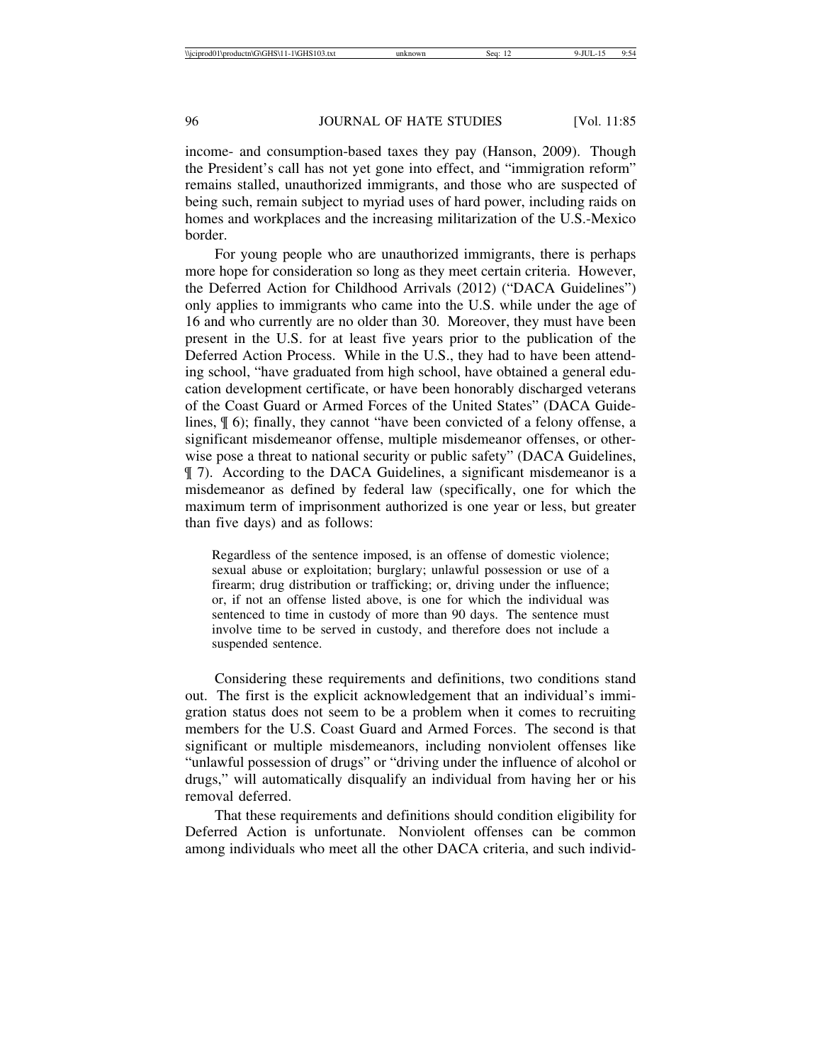income- and consumption-based taxes they pay (Hanson, 2009). Though the President's call has not yet gone into effect, and "immigration reform" remains stalled, unauthorized immigrants, and those who are suspected of being such, remain subject to myriad uses of hard power, including raids on homes and workplaces and the increasing militarization of the U.S.-Mexico border.

For young people who are unauthorized immigrants, there is perhaps more hope for consideration so long as they meet certain criteria. However, the Deferred Action for Childhood Arrivals (2012) ("DACA Guidelines") only applies to immigrants who came into the U.S. while under the age of 16 and who currently are no older than 30. Moreover, they must have been present in the U.S. for at least five years prior to the publication of the Deferred Action Process. While in the U.S., they had to have been attending school, "have graduated from high school, have obtained a general education development certificate, or have been honorably discharged veterans of the Coast Guard or Armed Forces of the United States" (DACA Guidelines, ¶ 6); finally, they cannot "have been convicted of a felony offense, a significant misdemeanor offense, multiple misdemeanor offenses, or otherwise pose a threat to national security or public safety" (DACA Guidelines, ¶ 7). According to the DACA Guidelines, a significant misdemeanor is a misdemeanor as defined by federal law (specifically, one for which the maximum term of imprisonment authorized is one year or less, but greater than five days) and as follows:

> Regardless of the sentence imposed, is an offense of domestic violence; sexual abuse or exploitation; burglary; unlawful possession or use of a firearm; drug distribution or trafficking; or, driving under the influence; or, if not an offense listed above, is one for which the individual was sentenced to time in custody of more than 90 days. The sentence must involve time to be served in custody, and therefore does not include a suspended sentence.

Considering these requirements and definitions, two conditions stand out. The first is the explicit acknowledgement that an individual's immigration status does not seem to be a problem when it comes to recruiting members for the U.S. Coast Guard and Armed Forces. The second is that significant or multiple misdemeanors, including nonviolent offenses like "unlawful possession of drugs" or "driving under the influence of alcohol or drugs," will automatically disqualify an individual from having her or his removal deferred.

That these requirements and definitions should condition eligibility for Deferred Action is unfortunate. Nonviolent offenses can be common among individuals who meet all the other DACA criteria, and such individ-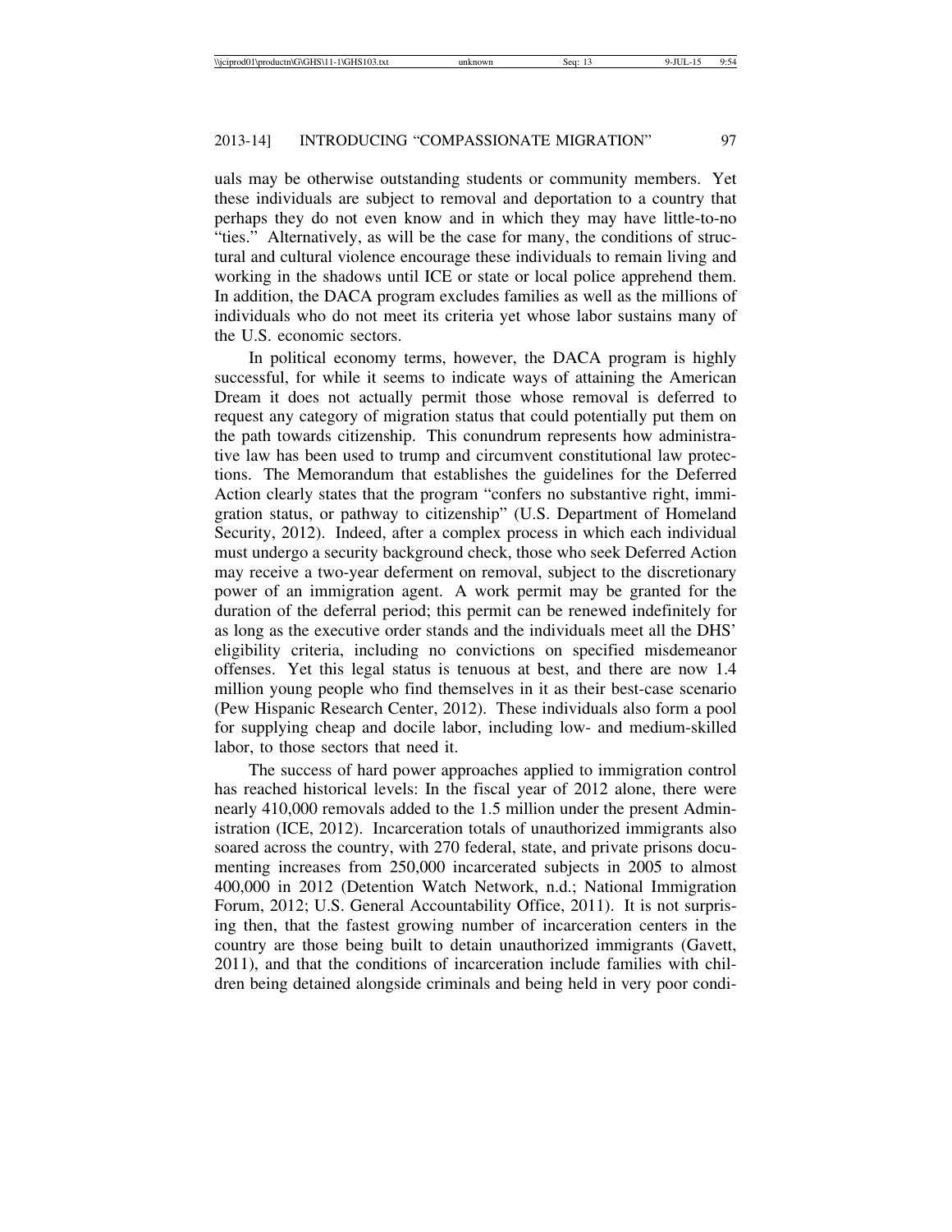uals may be otherwise outstanding students or community members. Yet these individuals are subject to removal and deportation to a country that perhaps they do not even know and in which they may have little-to-no "ties." Alternatively, as will be the case for many, the conditions of structural and cultural violence encourage these individuals to remain living and working in the shadows until ICE or state or local police apprehend them. In addition, the DACA program excludes families as well as the millions of individuals who do not meet its criteria yet whose labor sustains many of the U.S. economic sectors.

In political economy terms, however, the DACA program is highly successful, for while it seems to indicate ways of attaining the American Dream it does not actually permit those whose removal is deferred to request any category of migration status that could potentially put them on the path towards citizenship. This conundrum represents how administrative law has been used to trump and circumvent constitutional law protections. The Memorandum that establishes the guidelines for the Deferred Action clearly states that the program "confers no substantive right, immigration status, or pathway to citizenship" (U.S. Department of Homeland Security, 2012). Indeed, after a complex process in which each individual must undergo a security background check, those who seek Deferred Action may receive a two-year deferment on removal, subject to the discretionary power of an immigration agent. A work permit may be granted for the duration of the deferral period; this permit can be renewed indefinitely for as long as the executive order stands and the individuals meet all the DHS' eligibility criteria, including no convictions on specified misdemeanor offenses. Yet this legal status is tenuous at best, and there are now 1.4 million young people who find themselves in it as their best-case scenario (Pew Hispanic Research Center, 2012). These individuals also form a pool for supplying cheap and docile labor, including low- and medium-skilled labor, to those sectors that need it.

The success of hard power approaches applied to immigration control has reached historical levels: In the fiscal year of 2012 alone, there were nearly 410,000 removals added to the 1.5 million under the present Administration (ICE, 2012). Incarceration totals of unauthorized immigrants also soared across the country, with 270 federal, state, and private prisons documenting increases from 250,000 incarcerated subjects in 2005 to almost 400,000 in 2012 (Detention Watch Network, n.d.; National Immigration Forum, 2012; U.S. General Accountability Office, 2011). It is not surprising then, that the fastest growing number of incarceration centers in the country are those being built to detain unauthorized immigrants (Gavett, 2011), and that the conditions of incarceration include families with children being detained alongside criminals and being held in very poor condi-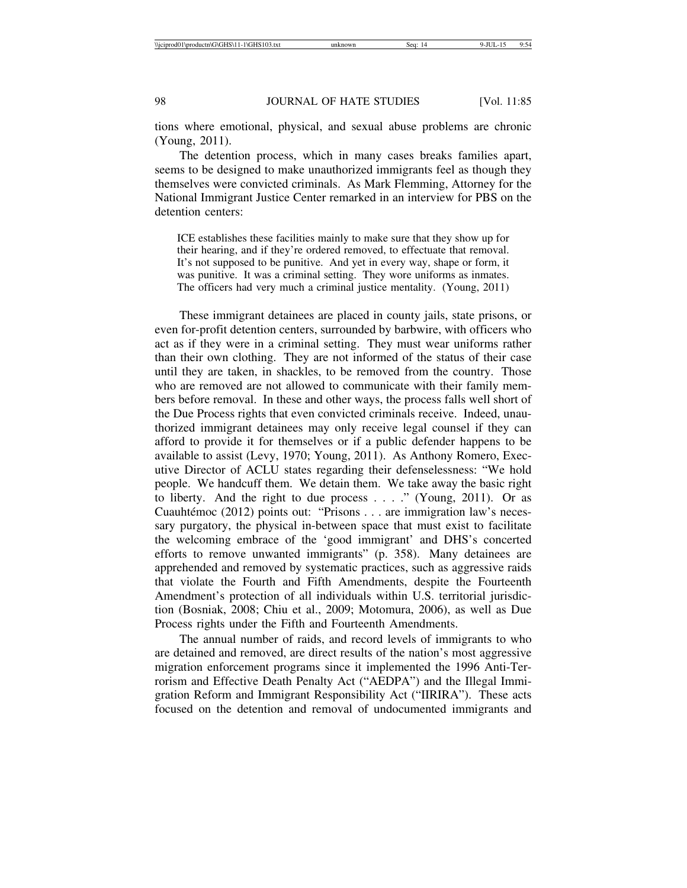tions where emotional, physical, and sexual abuse problems are chronic (Young, 2011).

The detention process, which in many cases breaks families apart, seems to be designed to make unauthorized immigrants feel as though they themselves were convicted criminals. As Mark Flemming, Attorney for the National Immigrant Justice Center remarked in an interview for PBS on the detention centers:

> ICE establishes these facilities mainly to make sure that they show up for their hearing, and if they're ordered removed, to effectuate that removal. It's not supposed to be punitive. And yet in every way, shape or form, it was punitive. It was a criminal setting. They wore uniforms as inmates. The officers had very much a criminal justice mentality. (Young, 2011)

These immigrant detainees are placed in county jails, state prisons, or even for-profit detention centers, surrounded by barbwire, with officers who act as if they were in a criminal setting. They must wear uniforms rather than their own clothing. They are not informed of the status of their case until they are taken, in shackles, to be removed from the country. Those who are removed are not allowed to communicate with their family members before removal. In these and other ways, the process falls well short of the Due Process rights that even convicted criminals receive. Indeed, unauthorized immigrant detainees may only receive legal counsel if they can afford to provide it for themselves or if a public defender happens to be available to assist (Levy, 1970; Young, 2011). As Anthony Romero, Executive Director of ACLU states regarding their defenselessness: "We hold people. We handcuff them. We detain them. We take away the basic right to liberty. And the right to due process . . . ." (Young, 2011). Or as Cuauhtémoc (2012) points out: "Prisons . . . are immigration law's necessary purgatory, the physical in-between space that must exist to facilitate the welcoming embrace of the 'good immigrant' and DHS's concerted efforts to remove unwanted immigrants" (p. 358). Many detainees are apprehended and removed by systematic practices, such as aggressive raids that violate the Fourth and Fifth Amendments, despite the Fourteenth Amendment's protection of all individuals within U.S. territorial jurisdiction (Bosniak, 2008; Chiu et al., 2009; Motomura, 2006), as well as Due Process rights under the Fifth and Fourteenth Amendments.

The annual number of raids, and record levels of immigrants to who are detained and removed, are direct results of the nation's most aggressive migration enforcement programs since it implemented the 1996 Anti-Terrorism and Effective Death Penalty Act ("AEDPA") and the Illegal Immigration Reform and Immigrant Responsibility Act ("IIRIRA"). These acts focused on the detention and removal of undocumented immigrants and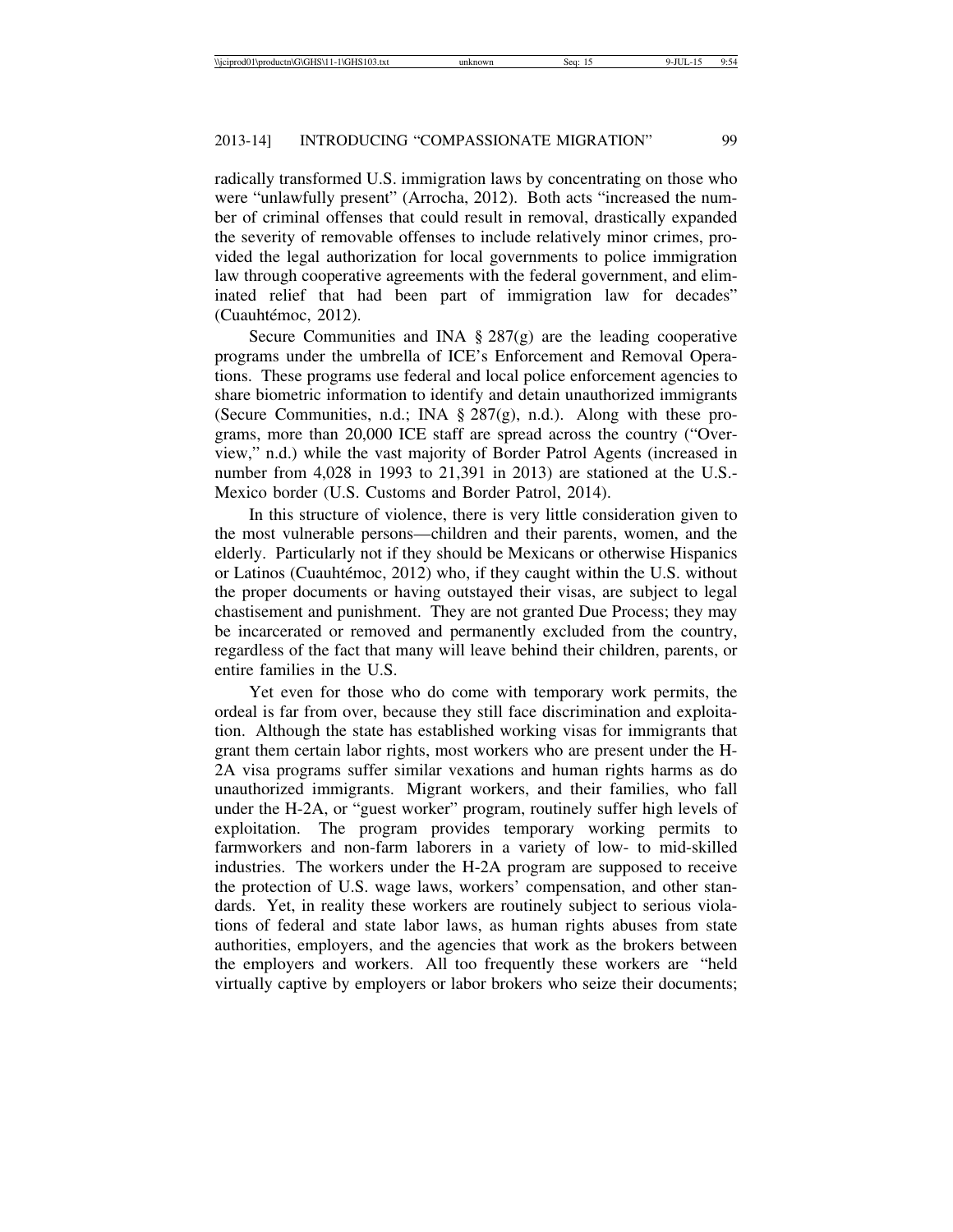radically transformed U.S. immigration laws by concentrating on those who were "unlawfully present" (Arrocha, 2012). Both acts "increased the number of criminal offenses that could result in removal, drastically expanded the severity of removable offenses to include relatively minor crimes, provided the legal authorization for local governments to police immigration law through cooperative agreements with the federal government, and eliminated relief that had been part of immigration law for decades" (Cuauhtémoc, 2012).

Secure Communities and INA § 287(g) are the leading cooperative programs under the umbrella of ICE's Enforcement and Removal Operations. These programs use federal and local police enforcement agencies to share biometric information to identify and detain unauthorized immigrants (Secure Communities, n.d.; INA § 287(g), n.d.). Along with these programs, more than 20,000 ICE staff are spread across the country ("Overview," n.d.) while the vast majority of Border Patrol Agents (increased in number from 4,028 in 1993 to 21,391 in 2013) are stationed at the U.S.-Mexico border (U.S. Customs and Border Patrol, 2014).

In this structure of violence, there is very little consideration given to the most vulnerable persons—children and their parents, women, and the elderly. Particularly not if they should be Mexicans or otherwise Hispanics or Latinos (Cuauhtémoc, 2012) who, if they caught within the U.S. without the proper documents or having outstayed their visas, are subject to legal chastisement and punishment. They are not granted Due Process; they may be incarcerated or removed and permanently excluded from the country, regardless of the fact that many will leave behind their children, parents, or entire families in the U.S.

Yet even for those who do come with temporary work permits, the ordeal is far from over, because they still face discrimination and exploitation. Although the state has established working visas for immigrants that grant them certain labor rights, most workers who are present under the H-2A visa programs suffer similar vexations and human rights harms as do unauthorized immigrants. Migrant workers, and their families, who fall under the H-2A, or "guest worker" program, routinely suffer high levels of exploitation. The program provides temporary working permits to farmworkers and non-farm laborers in a variety of low- to mid-skilled industries. The workers under the H-2A program are supposed to receive the protection of U.S. wage laws, workers' compensation, and other standards. Yet, in reality these workers are routinely subject to serious violations of federal and state labor laws, as human rights abuses from state authorities, employers, and the agencies that work as the brokers between the employers and workers. All too frequently these workers are "held virtually captive by employers or labor brokers who seize their documents;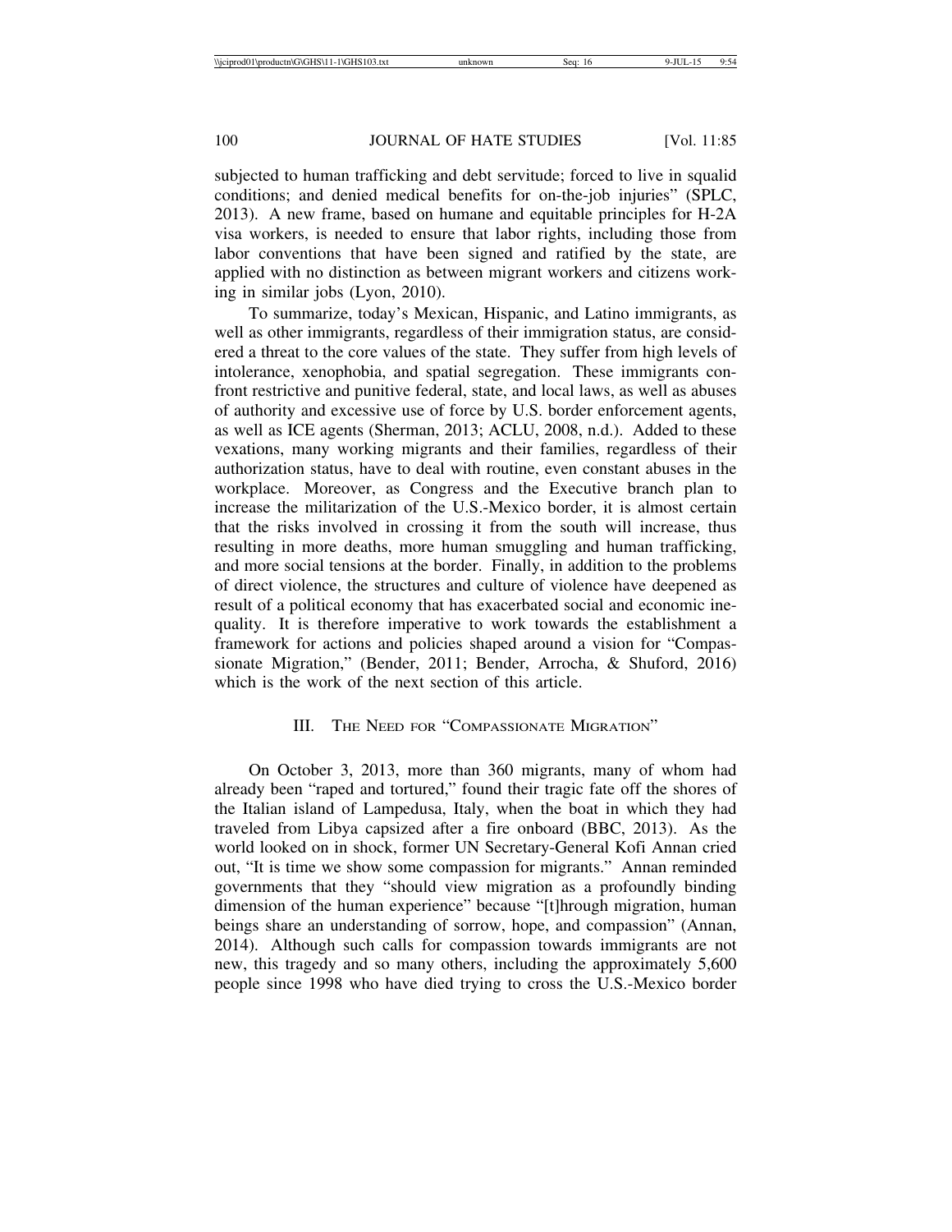subjected to human trafficking and debt servitude; forced to live in squalid conditions; and denied medical benefits for on-the-job injuries" (SPLC, 2013). A new frame, based on humane and equitable principles for H-2A visa workers, is needed to ensure that labor rights, including those from labor conventions that have been signed and ratified by the state, are applied with no distinction as between migrant workers and citizens working in similar jobs (Lyon, 2010).

To summarize, today's Mexican, Hispanic, and Latino immigrants, as well as other immigrants, regardless of their immigration status, are considered a threat to the core values of the state. They suffer from high levels of intolerance, xenophobia, and spatial segregation. These immigrants confront restrictive and punitive federal, state, and local laws, as well as abuses of authority and excessive use of force by U.S. border enforcement agents, as well as ICE agents (Sherman, 2013; ACLU, 2008, n.d.). Added to these vexations, many working migrants and their families, regardless of their authorization status, have to deal with routine, even constant abuses in the workplace. Moreover, as Congress and the Executive branch plan to increase the militarization of the U.S.-Mexico border, it is almost certain that the risks involved in crossing it from the south will increase, thus resulting in more deaths, more human smuggling and human trafficking, and more social tensions at the border. Finally, in addition to the problems of direct violence, the structures and culture of violence have deepened as result of a political economy that has exacerbated social and economic inequality. It is therefore imperative to work towards the establishment a framework for actions and policies shaped around a vision for "Compassionate Migration," (Bender, 2011; Bender, Arrocha, & Shuford, 2016) which is the work of the next section of this article.

## III. The Need for "Compassionate Migration"

On October 3, 2013, more than 360 migrants, many of whom had already been "raped and tortured," found their tragic fate off the shores of the Italian island of Lampedusa, Italy, when the boat in which they had traveled from Libya capsized after a fire onboard (BBC, 2013). As the world looked on in shock, former UN Secretary-General Kofi Annan cried out, "It is time we show some compassion for migrants." Annan reminded governments that they "should view migration as a profoundly binding dimension of the human experience" because "[t]hrough migration, human beings share an understanding of sorrow, hope, and compassion" (Annan, 2014). Although such calls for compassion towards immigrants are not new, this tragedy and so many others, including the approximately 5,600 people since 1998 who have died trying to cross the U.S.-Mexico border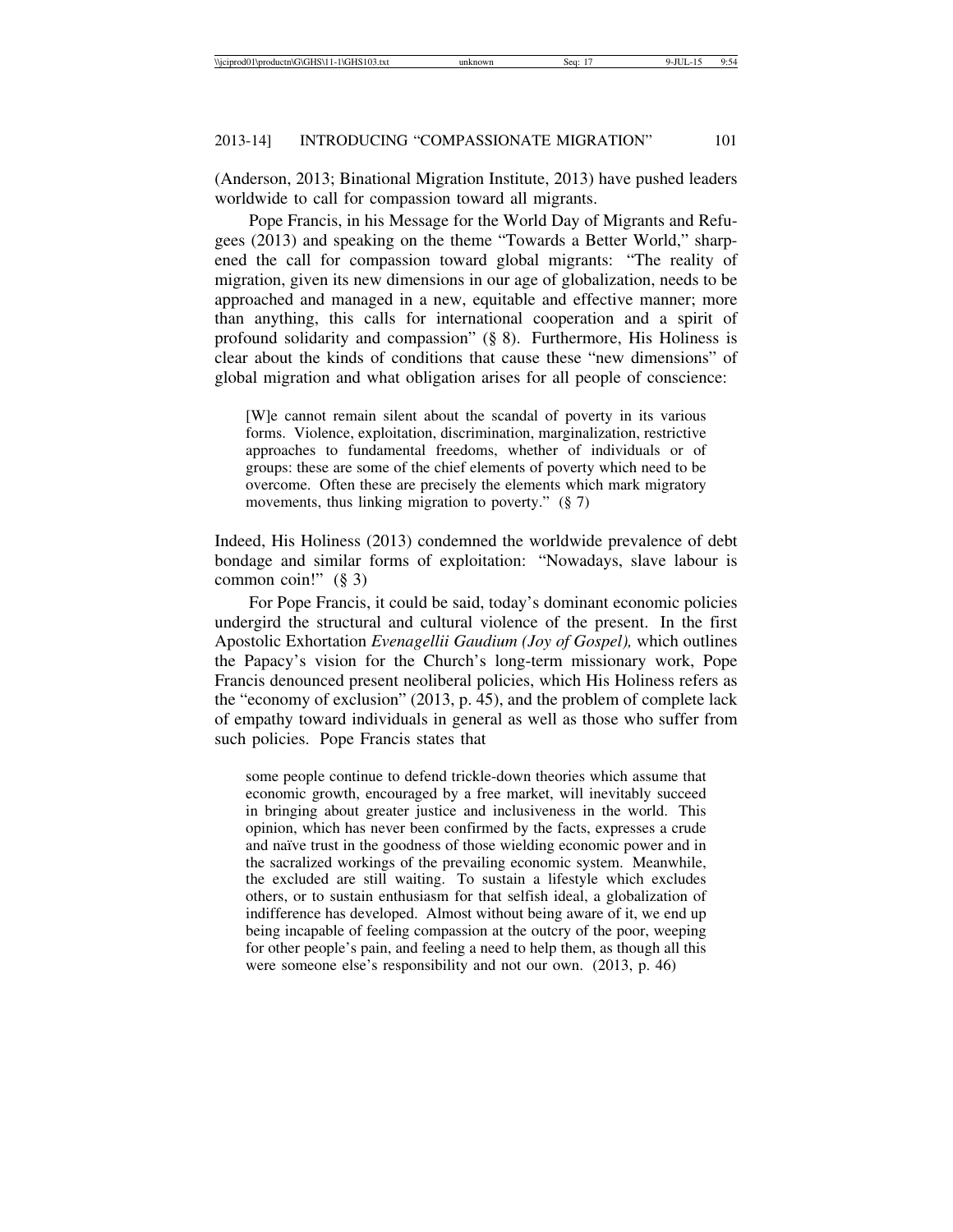(Anderson, 2013; Binational Migration Institute, 2013) have pushed leaders worldwide to call for compassion toward all migrants.

Pope Francis, in his Message for the World Day of Migrants and Refugees (2013) and speaking on the theme "Towards a Better World," sharpened the call for compassion toward global migrants: "The reality of migration, given its new dimensions in our age of globalization, needs to be approached and managed in a new, equitable and effective manner; more than anything, this calls for international cooperation and a spirit of profound solidarity and compassion" (§ 8). Furthermore, His Holiness is clear about the kinds of conditions that cause these "new dimensions" of global migration and what obligation arises for all people of conscience:

> [W]e cannot remain silent about the scandal of poverty in its various forms. Violence, exploitation, discrimination, marginalization, restrictive approaches to fundamental freedoms, whether of individuals or of groups: these are some of the chief elements of poverty which need to be overcome. Often these are precisely the elements which mark migratory movements, thus linking migration to poverty." (§ 7)

Indeed, His Holiness (2013) condemned the worldwide prevalence of debt bondage and similar forms of exploitation: "Nowadays, slave labour is common coin!" (§ 3)

For Pope Francis, it could be said, today's dominant economic policies undergird the structural and cultural violence of the present. In the first Apostolic Exhortation *Evenagellii Gaudium (Joy of Gospel),* which outlines the Papacy's vision for the Church's long-term missionary work, Pope Francis denounced present neoliberal policies, which His Holiness refers as the "economy of exclusion" (2013, p. 45), and the problem of complete lack of empathy toward individuals in general as well as those who suffer from such policies. Pope Francis states that

> some people continue to defend trickle-down theories which assume that economic growth, encouraged by a free market, will inevitably succeed in bringing about greater justice and inclusiveness in the world. This opinion, which has never been confirmed by the facts, expresses a crude and naïve trust in the goodness of those wielding economic power and in the sacralized workings of the prevailing economic system. Meanwhile, the excluded are still waiting. To sustain a lifestyle which excludes others, or to sustain enthusiasm for that selfish ideal, a globalization of indifference has developed. Almost without being aware of it, we end up being incapable of feeling compassion at the outcry of the poor, weeping for other people's pain, and feeling a need to help them, as though all this were someone else's responsibility and not our own. (2013, p. 46)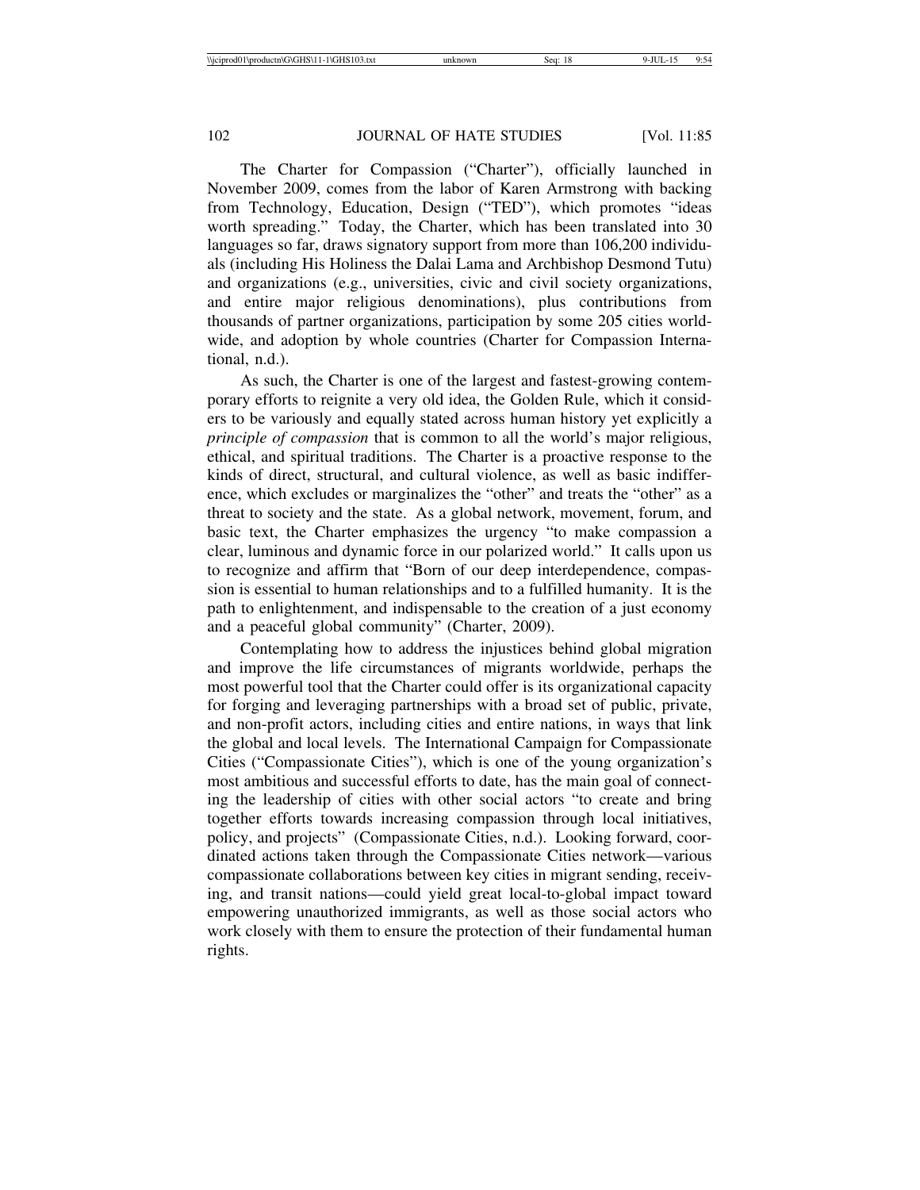The Charter for Compassion ("Charter"), officially launched in November 2009, comes from the labor of Karen Armstrong with backing from Technology, Education, Design ("TED"), which promotes "ideas worth spreading." Today, the Charter, which has been translated into 30 languages so far, draws signatory support from more than 106,200 individuals (including His Holiness the Dalai Lama and Archbishop Desmond Tutu) and organizations (e.g., universities, civic and civil society organizations, and entire major religious denominations), plus contributions from thousands of partner organizations, participation by some 205 cities worldwide, and adoption by whole countries (Charter for Compassion International, n.d.).

As such, the Charter is one of the largest and fastest-growing contemporary efforts to reignite a very old idea, the Golden Rule, which it considers to be variously and equally stated across human history yet explicitly a *principle of compassion* that is common to all the world's major religious, ethical, and spiritual traditions. The Charter is a proactive response to the kinds of direct, structural, and cultural violence, as well as basic indifference, which excludes or marginalizes the "other" and treats the "other" as a threat to society and the state. As a global network, movement, forum, and basic text, the Charter emphasizes the urgency "to make compassion a clear, luminous and dynamic force in our polarized world." It calls upon us to recognize and affirm that "Born of our deep interdependence, compassion is essential to human relationships and to a fulfilled humanity. It is the path to enlightenment, and indispensable to the creation of a just economy and a peaceful global community" (Charter, 2009).

Contemplating how to address the injustices behind global migration and improve the life circumstances of migrants worldwide, perhaps the most powerful tool that the Charter could offer is its organizational capacity for forging and leveraging partnerships with a broad set of public, private, and non-profit actors, including cities and entire nations, in ways that link the global and local levels. The International Campaign for Compassionate Cities ("Compassionate Cities"), which is one of the young organization's most ambitious and successful efforts to date, has the main goal of connecting the leadership of cities with other social actors "to create and bring together efforts towards increasing compassion through local initiatives, policy, and projects" (Compassionate Cities, n.d.). Looking forward, coordinated actions taken through the Compassionate Cities network—various compassionate collaborations between key cities in migrant sending, receiving, and transit nations—could yield great local-to-global impact toward empowering unauthorized immigrants, as well as those social actors who work closely with them to ensure the protection of their fundamental human rights.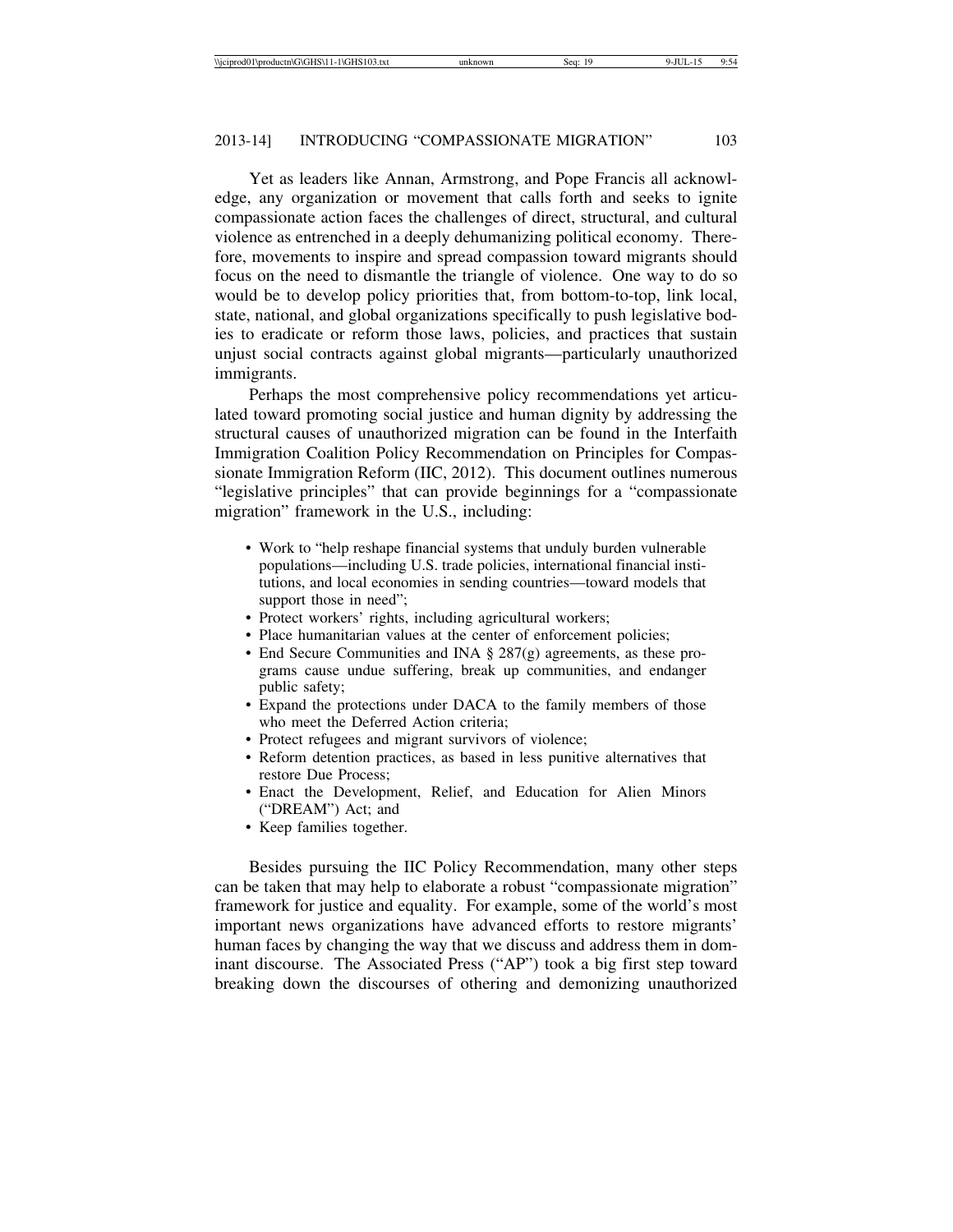Yet as leaders like Annan, Armstrong, and Pope Francis all acknowledge, any organization or movement that calls forth and seeks to ignite compassionate action faces the challenges of direct, structural, and cultural violence as entrenched in a deeply dehumanizing political economy. Therefore, movements to inspire and spread compassion toward migrants should focus on the need to dismantle the triangle of violence. One way to do so would be to develop policy priorities that, from bottom-to-top, link local, state, national, and global organizations specifically to push legislative bodies to eradicate or reform those laws, policies, and practices that sustain unjust social contracts against global migrants—particularly unauthorized immigrants.

Perhaps the most comprehensive policy recommendations yet articulated toward promoting social justice and human dignity by addressing the structural causes of unauthorized migration can be found in the Interfaith Immigration Coalition Policy Recommendation on Principles for Compassionate Immigration Reform (IIC, 2012). This document outlines numerous "legislative principles" that can provide beginnings for a "compassionate migration" framework in the U.S., including:

- Work to "help reshape financial systems that unduly burden vulnerable populations—including U.S. trade policies, international financial institutions, and local economies in sending countries—toward models that support those in need";
- Protect workers' rights, including agricultural workers;
- Place humanitarian values at the center of enforcement policies;
- End Secure Communities and INA § 287(g) agreements, as these programs cause undue suffering, break up communities, and endanger public safety;
- Expand the protections under DACA to the family members of those who meet the Deferred Action criteria;
- Protect refugees and migrant survivors of violence;
- Reform detention practices, as based in less punitive alternatives that restore Due Process;
- Enact the Development, Relief, and Education for Alien Minors ("DREAM") Act; and
- Keep families together.

Besides pursuing the IIC Policy Recommendation, many other steps can be taken that may help to elaborate a robust "compassionate migration" framework for justice and equality. For example, some of the world's most important news organizations have advanced efforts to restore migrants' human faces by changing the way that we discuss and address them in dominant discourse. The Associated Press ("AP") took a big first step toward breaking down the discourses of othering and demonizing unauthorized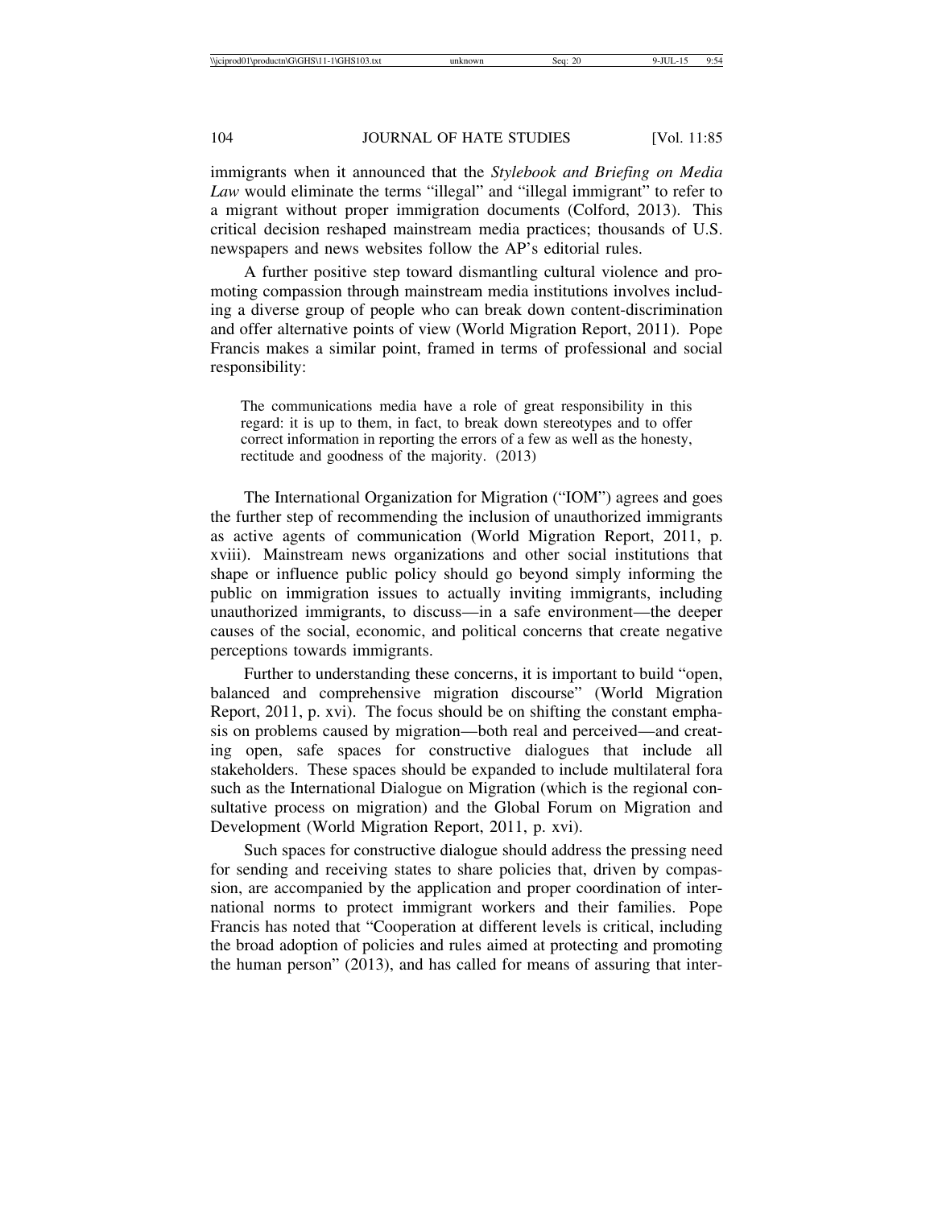immigrants when it announced that the *Stylebook and Briefing on Media Law* would eliminate the terms "illegal" and "illegal immigrant" to refer to a migrant without proper immigration documents (Colford, 2013). This critical decision reshaped mainstream media practices; thousands of U.S. newspapers and news websites follow the AP's editorial rules.

A further positive step toward dismantling cultural violence and promoting compassion through mainstream media institutions involves including a diverse group of people who can break down content-discrimination and offer alternative points of view (World Migration Report, 2011). Pope Francis makes a similar point, framed in terms of professional and social responsibility:

> The communications media have a role of great responsibility in this regard: it is up to them, in fact, to break down stereotypes and to offer correct information in reporting the errors of a few as well as the honesty, rectitude and goodness of the majority. (2013)

The International Organization for Migration ("IOM") agrees and goes the further step of recommending the inclusion of unauthorized immigrants as active agents of communication (World Migration Report, 2011, p. xviii). Mainstream news organizations and other social institutions that shape or influence public policy should go beyond simply informing the public on immigration issues to actually inviting immigrants, including unauthorized immigrants, to discuss—in a safe environment—the deeper causes of the social, economic, and political concerns that create negative perceptions towards immigrants.

Further to understanding these concerns, it is important to build "open, balanced and comprehensive migration discourse" (World Migration Report, 2011, p. xvi). The focus should be on shifting the constant emphasis on problems caused by migration—both real and perceived—and creating open, safe spaces for constructive dialogues that include all stakeholders. These spaces should be expanded to include multilateral fora such as the International Dialogue on Migration (which is the regional consultative process on migration) and the Global Forum on Migration and Development (World Migration Report, 2011, p. xvi).

Such spaces for constructive dialogue should address the pressing need for sending and receiving states to share policies that, driven by compassion, are accompanied by the application and proper coordination of international norms to protect immigrant workers and their families. Pope Francis has noted that "Cooperation at different levels is critical, including the broad adoption of policies and rules aimed at protecting and promoting the human person" (2013), and has called for means of assuring that inter-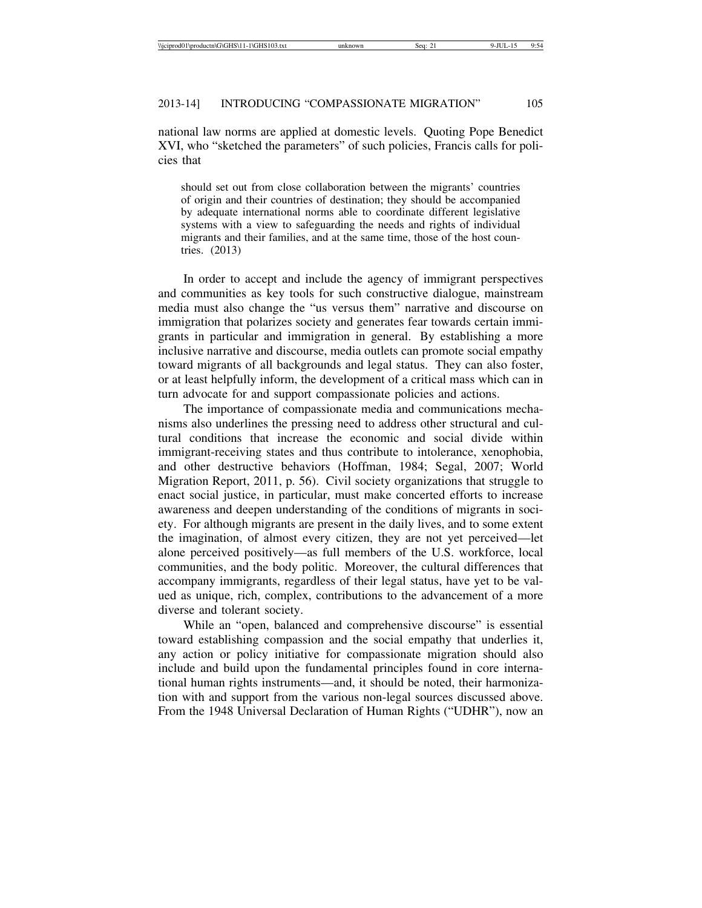national law norms are applied at domestic levels. Quoting Pope Benedict XVI, who "sketched the parameters" of such policies, Francis calls for policies that

> should set out from close collaboration between the migrants' countries of origin and their countries of destination; they should be accompanied by adequate international norms able to coordinate different legislative systems with a view to safeguarding the needs and rights of individual migrants and their families, and at the same time, those of the host countries. (2013)

In order to accept and include the agency of immigrant perspectives and communities as key tools for such constructive dialogue, mainstream media must also change the "us versus them" narrative and discourse on immigration that polarizes society and generates fear towards certain immigrants in particular and immigration in general. By establishing a more inclusive narrative and discourse, media outlets can promote social empathy toward migrants of all backgrounds and legal status. They can also foster, or at least helpfully inform, the development of a critical mass which can in turn advocate for and support compassionate policies and actions.

The importance of compassionate media and communications mechanisms also underlines the pressing need to address other structural and cultural conditions that increase the economic and social divide within immigrant-receiving states and thus contribute to intolerance, xenophobia, and other destructive behaviors (Hoffman, 1984; Segal, 2007; World Migration Report, 2011, p. 56). Civil society organizations that struggle to enact social justice, in particular, must make concerted efforts to increase awareness and deepen understanding of the conditions of migrants in society. For although migrants are present in the daily lives, and to some extent the imagination, of almost every citizen, they are not yet perceived—let alone perceived positively—as full members of the U.S. workforce, local communities, and the body politic. Moreover, the cultural differences that accompany immigrants, regardless of their legal status, have yet to be valued as unique, rich, complex, contributions to the advancement of a more diverse and tolerant society.

While an "open, balanced and comprehensive discourse" is essential toward establishing compassion and the social empathy that underlies it, any action or policy initiative for compassionate migration should also include and build upon the fundamental principles found in core international human rights instruments—and, it should be noted, their harmonization with and support from the various non-legal sources discussed above. From the 1948 Universal Declaration of Human Rights ("UDHR"), now an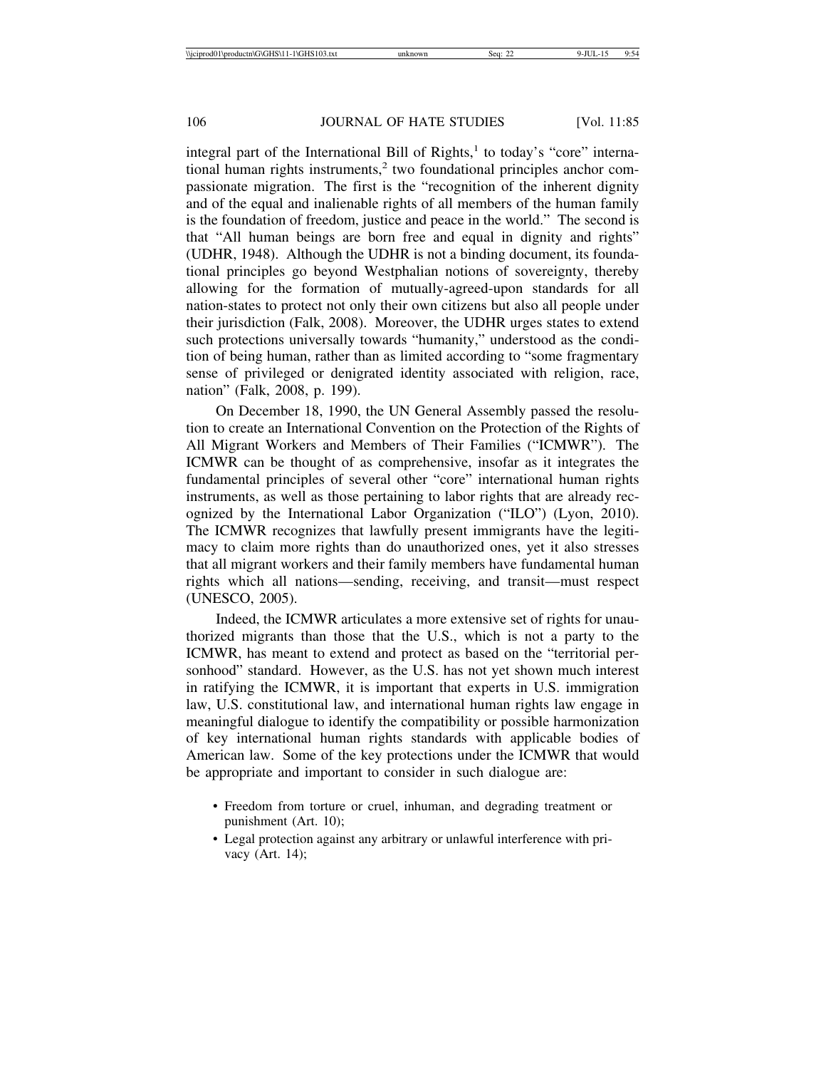integral part of the International Bill of Rights,[1] to today's "core" international human rights instruments,[2] two foundational principles anchor compassionate migration. The first is the "recognition of the inherent dignity and of the equal and inalienable rights of all members of the human family is the foundation of freedom, justice and peace in the world." The second is that "All human beings are born free and equal in dignity and rights" (UDHR, 1948). Although the UDHR is not a binding document, its foundational principles go beyond Westphalian notions of sovereignty, thereby allowing for the formation of mutually-agreed-upon standards for all nation-states to protect not only their own citizens but also all people under their jurisdiction (Falk, 2008). Moreover, the UDHR urges states to extend such protections universally towards "humanity," understood as the condition of being human, rather than as limited according to "some fragmentary sense of privileged or denigrated identity associated with religion, race, nation" (Falk, 2008, p. 199).

On December 18, 1990, the UN General Assembly passed the resolution to create an International Convention on the Protection of the Rights of All Migrant Workers and Members of Their Families ("ICMWR"). The ICMWR can be thought of as comprehensive, insofar as it integrates the fundamental principles of several other "core" international human rights instruments, as well as those pertaining to labor rights that are already recognized by the International Labor Organization ("ILO") (Lyon, 2010). The ICMWR recognizes that lawfully present immigrants have the legitimacy to claim more rights than do unauthorized ones, yet it also stresses that all migrant workers and their family members have fundamental human rights which all nations—sending, receiving, and transit—must respect (UNESCO, 2005).

Indeed, the ICMWR articulates a more extensive set of rights for unauthorized migrants than those that the U.S., which is not a party to the ICMWR, has meant to extend and protect as based on the "territorial personhood" standard. However, as the U.S. has not yet shown much interest in ratifying the ICMWR, it is important that experts in U.S. immigration law, U.S. constitutional law, and international human rights law engage in meaningful dialogue to identify the compatibility or possible harmonization of key international human rights standards with applicable bodies of American law. Some of the key protections under the ICMWR that would be appropriate and important to consider in such dialogue are:

- Freedom from torture or cruel, inhuman, and degrading treatment or punishment (Art. 10);
- Legal protection against any arbitrary or unlawful interference with privacy (Art. 14);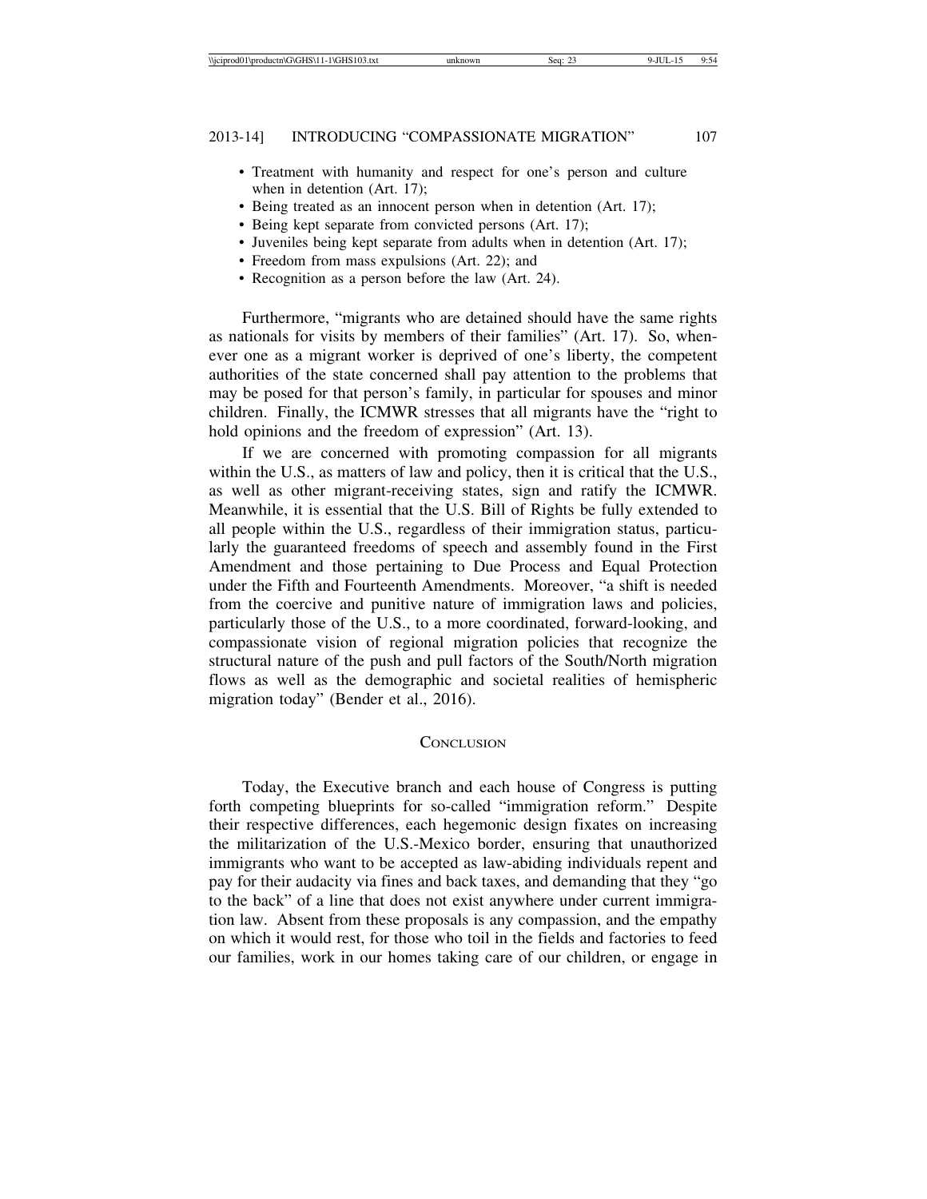- Treatment with humanity and respect for one's person and culture when in detention (Art. 17);
- Being treated as an innocent person when in detention (Art. 17);
- Being kept separate from convicted persons (Art. 17);
- Juveniles being kept separate from adults when in detention (Art. 17);
- Freedom from mass expulsions (Art. 22); and
- Recognition as a person before the law (Art. 24).

Furthermore, "migrants who are detained should have the same rights as nationals for visits by members of their families" (Art. 17). So, whenever one as a migrant worker is deprived of one's liberty, the competent authorities of the state concerned shall pay attention to the problems that may be posed for that person's family, in particular for spouses and minor children. Finally, the ICMWR stresses that all migrants have the "right to hold opinions and the freedom of expression" (Art. 13).

If we are concerned with promoting compassion for all migrants within the U.S., as matters of law and policy, then it is critical that the U.S., as well as other migrant-receiving states, sign and ratify the ICMWR. Meanwhile, it is essential that the U.S. Bill of Rights be fully extended to all people within the U.S., regardless of their immigration status, particularly the guaranteed freedoms of speech and assembly found in the First Amendment and those pertaining to Due Process and Equal Protection under the Fifth and Fourteenth Amendments. Moreover, "a shift is needed from the coercive and punitive nature of immigration laws and policies, particularly those of the U.S., to a more coordinated, forward-looking, and compassionate vision of regional migration policies that recognize the structural nature of the push and pull factors of the South/North migration flows as well as the demographic and societal realities of hemispheric migration today" (Bender et al., 2016).

## Conclusion

Today, the Executive branch and each house of Congress is putting forth competing blueprints for so-called "immigration reform." Despite their respective differences, each hegemonic design fixates on increasing the militarization of the U.S.-Mexico border, ensuring that unauthorized immigrants who want to be accepted as law-abiding individuals repent and pay for their audacity via fines and back taxes, and demanding that they "go to the back" of a line that does not exist anywhere under current immigration law. Absent from these proposals is any compassion, and the empathy on which it would rest, for those who toil in the fields and factories to feed our families, work in our homes taking care of our children, or engage in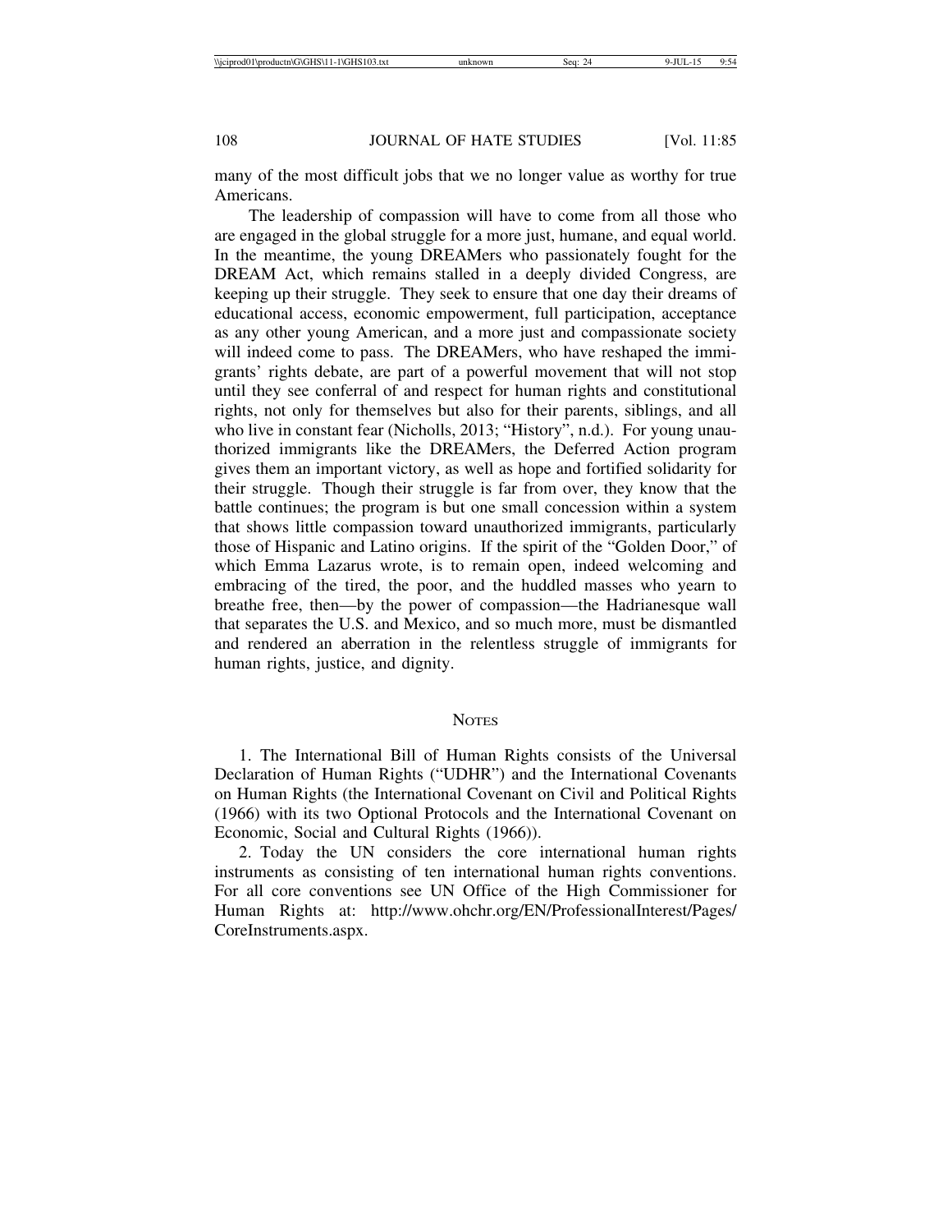many of the most difficult jobs that we no longer value as worthy for true Americans.

The leadership of compassion will have to come from all those who are engaged in the global struggle for a more just, humane, and equal world. In the meantime, the young DREAMers who passionately fought for the DREAM Act, which remains stalled in a deeply divided Congress, are keeping up their struggle. They seek to ensure that one day their dreams of educational access, economic empowerment, full participation, acceptance as any other young American, and a more just and compassionate society will indeed come to pass. The DREAMers, who have reshaped the immigrants' rights debate, are part of a powerful movement that will not stop until they see conferral of and respect for human rights and constitutional rights, not only for themselves but also for their parents, siblings, and all who live in constant fear (Nicholls, 2013; "History", n.d.). For young unauthorized immigrants like the DREAMers, the Deferred Action program gives them an important victory, as well as hope and fortified solidarity for their struggle. Though their struggle is far from over, they know that the battle continues; the program is but one small concession within a system that shows little compassion toward unauthorized immigrants, particularly those of Hispanic and Latino origins. If the spirit of the "Golden Door," of which Emma Lazarus wrote, is to remain open, indeed welcoming and embracing of the tired, the poor, and the huddled masses who yearn to breathe free, then—by the power of compassion—the Hadrianesque wall that separates the U.S. and Mexico, and so much more, must be dismantled and rendered an aberration in the relentless struggle of immigrants for human rights, justice, and dignity.

## Notes

1. The International Bill of Human Rights consists of the Universal Declaration of Human Rights ("UDHR") and the International Covenants on Human Rights (the International Covenant on Civil and Political Rights (1966) with its two Optional Protocols and the International Covenant on Economic, Social and Cultural Rights (1966)).

2. Today the UN considers the core international human rights instruments as consisting of ten international human rights conventions. For all core conventions see UN Office of the High Commissioner for Human Rights at: http://www.ohchr.org/EN/ProfessionalInterest/Pages/CoreInstruments.aspx.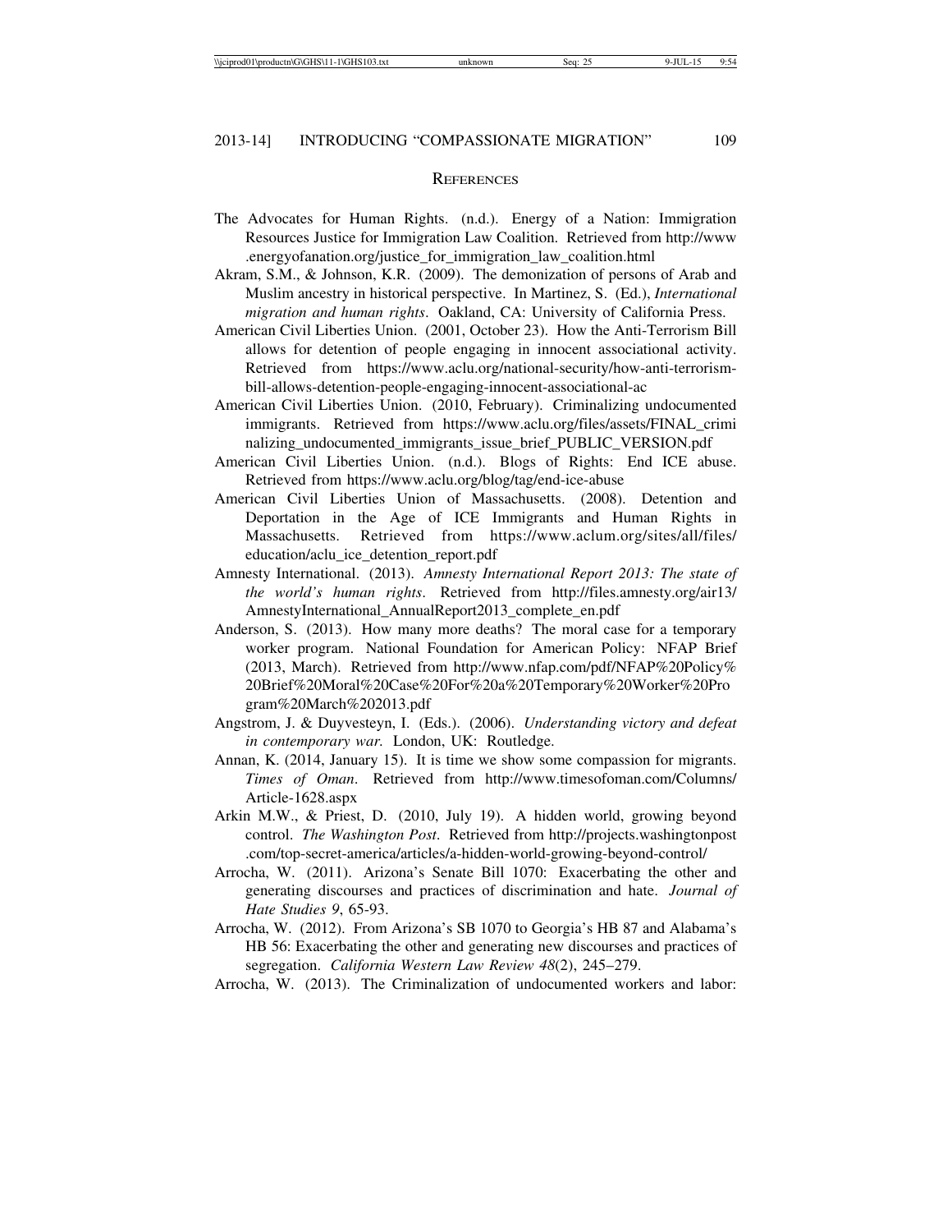## References

The Advocates for Human Rights. (n.d.). Energy of a Nation: Immigration Resources Justice for Immigration Law Coalition. Retrieved from http://www.energyofanation.org/justice_for_immigration_law_coalition.html

Akram, S.M., & Johnson, K.R. (2009). The demonization of persons of Arab and Muslim ancestry in historical perspective. In Martinez, S. (Ed.), *International migration and human rights*. Oakland, CA: University of California Press.

American Civil Liberties Union. (2001, October 23). How the Anti-Terrorism Bill allows for detention of people engaging in innocent associational activity. Retrieved from https://www.aclu.org/national-security/how-anti-terrorism-bill-allows-detention-people-engaging-innocent-associational-ac

American Civil Liberties Union. (2010, February). Criminalizing undocumented immigrants. Retrieved from https://www.aclu.org/files/assets/FINAL_criminalizing_undocumented_immigrants_issue_brief_PUBLIC_VERSION.pdf

American Civil Liberties Union. (n.d.). Blogs of Rights: End ICE abuse. Retrieved from https://www.aclu.org/blog/tag/end-ice-abuse

American Civil Liberties Union of Massachusetts. (2008). Detention and Deportation in the Age of ICE Immigrants and Human Rights in Massachusetts. Retrieved from https://www.aclum.org/sites/all/files/education/aclu_ice_detention_report.pdf

Amnesty International. (2013). *Amnesty International Report 2013: The state of the world's human rights*. Retrieved from http://files.amnesty.org/air13/AmnestyInternational_AnnualReport2013_complete_en.pdf

Anderson, S. (2013). How many more deaths? The moral case for a temporary worker program. National Foundation for American Policy: NFAP Brief (2013, March). Retrieved from http://www.nfap.com/pdf/NFAP%20Policy%20Brief%20Moral%20Case%20For%20a%20Temporary%20Worker%20Program%20March%202013.pdf

Angstrom, J. & Duyvesteyn, I. (Eds.). (2006). *Understanding victory and defeat in contemporary war.* London, UK: Routledge.

Annan, K. (2014, January 15). It is time we show some compassion for migrants. *Times of Oman*. Retrieved from http://www.timesofoman.com/Columns/Article-1628.aspx

Arkin M.W., & Priest, D. (2010, July 19). A hidden world, growing beyond control. *The Washington Post*. Retrieved from http://projects.washingtonpost.com/top-secret-america/articles/a-hidden-world-growing-beyond-control/

Arrocha, W. (2011). Arizona's Senate Bill 1070: Exacerbating the other and generating discourses and practices of discrimination and hate. *Journal of Hate Studies 9*, 65-93.

Arrocha, W. (2012). From Arizona's SB 1070 to Georgia's HB 87 and Alabama's HB 56: Exacerbating the other and generating new discourses and practices of segregation. *California Western Law Review 48*(2), 245–279.

Arrocha, W. (2013). The Criminalization of undocumented workers and labor: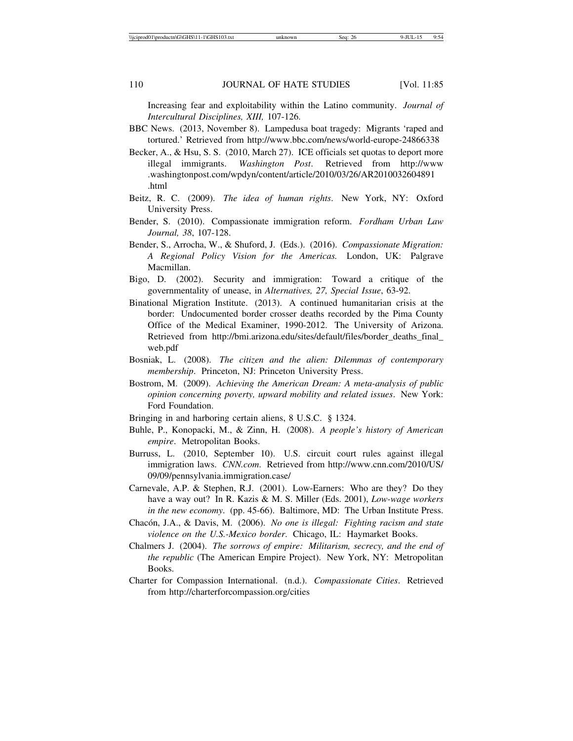Increasing fear and exploitability within the Latino community. *Journal of Intercultural Disciplines, XIII,* 107-126.

BBC News. (2013, November 8). Lampedusa boat tragedy: Migrants 'raped and tortured.' Retrieved from http://www.bbc.com/news/world-europe-24866338

Becker, A., & Hsu, S. S. (2010, March 27). ICE officials set quotas to deport more illegal immigrants. *Washington Post*. Retrieved from http://www.washingtonpost.com/wpdyn/content/article/2010/03/26/AR2010032604891.html

Beitz, R. C. (2009). *The idea of human rights*. New York, NY: Oxford University Press.

Bender, S. (2010). Compassionate immigration reform. *Fordham Urban Law Journal, 38*, 107-128.

Bender, S., Arrocha, W., & Shuford, J. (Eds.). (2016). *Compassionate Migration: A Regional Policy Vision for the Americas.* London, UK: Palgrave Macmillan.

Bigo, D. (2002). Security and immigration: Toward a critique of the governmentality of unease, in *Alternatives, 27, Special Issue*, 63-92.

Binational Migration Institute. (2013). A continued humanitarian crisis at the border: Undocumented border crosser deaths recorded by the Pima County Office of the Medical Examiner, 1990-2012. The University of Arizona. Retrieved from http://bmi.arizona.edu/sites/default/files/border_deaths_final_web.pdf

Bosniak, L. (2008). *The citizen and the alien: Dilemmas of contemporary membership*. Princeton, NJ: Princeton University Press.

Bostrom, M. (2009). *Achieving the American Dream: A meta-analysis of public opinion concerning poverty, upward mobility and related issues*. New York: Ford Foundation.

Bringing in and harboring certain aliens, 8 U.S.C. § 1324.

Buhle, P., Konopacki, M., & Zinn, H. (2008). *A people's history of American empire*. Metropolitan Books.

Burruss, L. (2010, September 10). U.S. circuit court rules against illegal immigration laws. *CNN.com.* Retrieved from http://www.cnn.com/2010/US/09/09/pennsylvania.immigration.case/

Carnevale, A.P. & Stephen, R.J. (2001). Low-Earners: Who are they? Do they have a way out? In R. Kazis & M. S. Miller (Eds. 2001), *Low-wage workers in the new economy*. (pp. 45-66). Baltimore, MD: The Urban Institute Press.

Chacón, J.A., & Davis, M. (2006). *No one is illegal: Fighting racism and state violence on the U.S.-Mexico border*. Chicago, IL: Haymarket Books.

Chalmers J. (2004). *The sorrows of empire: Militarism, secrecy, and the end of the republic* (The American Empire Project). New York, NY: Metropolitan Books.

Charter for Compassion International. (n.d.). *Compassionate Cities*. Retrieved from http://charterforcompassion.org/cities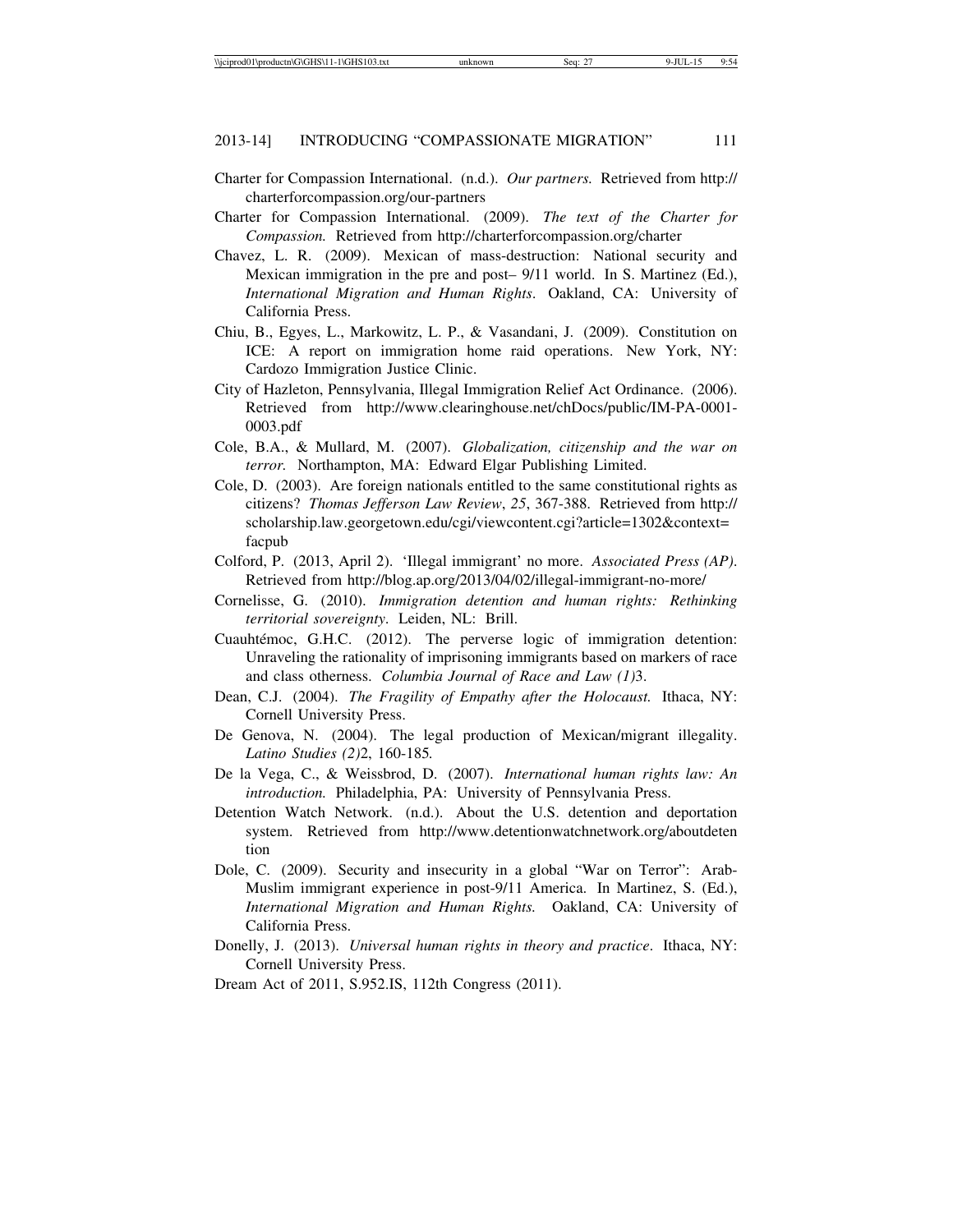Charter for Compassion International. (n.d.). *Our partners.* Retrieved from http://charterforcompassion.org/our-partners

Charter for Compassion International. (2009). *The text of the Charter for Compassion.* Retrieved from http://charterforcompassion.org/charter

Chavez, L. R. (2009). Mexican of mass-destruction: National security and Mexican immigration in the pre and post– 9/11 world. In S. Martinez (Ed.), *International Migration and Human Rights*. Oakland, CA: University of California Press.

Chiu, B., Egyes, L., Markowitz, L. P., & Vasandani, J. (2009). Constitution on ICE: A report on immigration home raid operations. New York, NY: Cardozo Immigration Justice Clinic.

City of Hazleton, Pennsylvania, Illegal Immigration Relief Act Ordinance. (2006). Retrieved from http://www.clearinghouse.net/chDocs/public/IM-PA-0001-0003.pdf

Cole, B.A., & Mullard, M. (2007). *Globalization, citizenship and the war on terror.* Northampton, MA: Edward Elgar Publishing Limited.

Cole, D. (2003). Are foreign nationals entitled to the same constitutional rights as citizens? *Thomas Jefferson Law Review*, *25*, 367-388. Retrieved from http://scholarship.law.georgetown.edu/cgi/viewcontent.cgi?article=1302&context=facpub

Colford, P. (2013, April 2). 'Illegal immigrant' no more. *Associated Press (AP)*. Retrieved from http://blog.ap.org/2013/04/02/illegal-immigrant-no-more/

Cornelisse, G. (2010). *Immigration detention and human rights: Rethinking territorial sovereignty*. Leiden, NL: Brill.

Cuauhtémoc, G.H.C. (2012). The perverse logic of immigration detention: Unraveling the rationality of imprisoning immigrants based on markers of race and class otherness. *Columbia Journal of Race and Law (1)*3.

Dean, C.J. (2004). *The Fragility of Empathy after the Holocaust.* Ithaca, NY: Cornell University Press.

De Genova, N. (2004). The legal production of Mexican/migrant illegality. *Latino Studies (2)*2, 160-185*.*

De la Vega, C., & Weissbrod, D. (2007). *International human rights law: An introduction.* Philadelphia, PA: University of Pennsylvania Press.

Detention Watch Network. (n.d.). About the U.S. detention and deportation system. Retrieved from http://www.detentionwatchnetwork.org/aboutdetention

Dole, C. (2009). Security and insecurity in a global "War on Terror": Arab-Muslim immigrant experience in post-9/11 America. In Martinez, S. (Ed.), *International Migration and Human Rights.* Oakland, CA: University of California Press.

Donelly, J. (2013). *Universal human rights in theory and practice*. Ithaca, NY: Cornell University Press.

Dream Act of 2011, S.952.IS, 112th Congress (2011).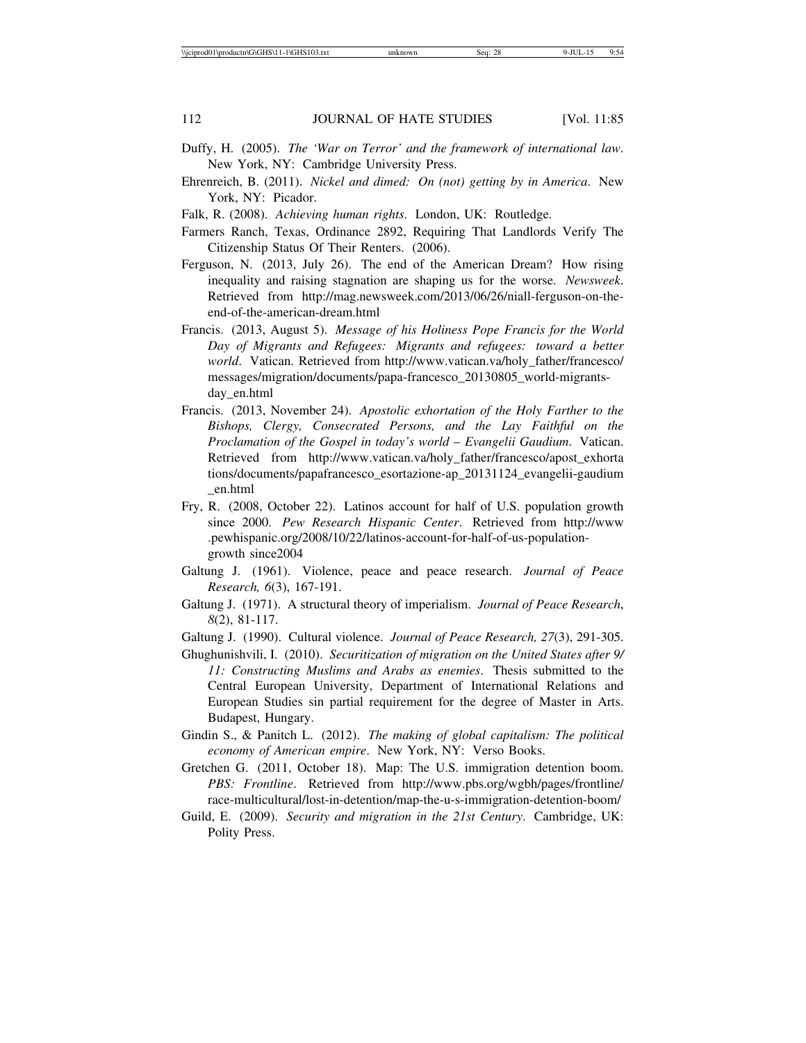Duffy, H. (2005). *The 'War on Terror' and the framework of international law*. New York, NY: Cambridge University Press.

Ehrenreich, B. (2011). *Nickel and dimed: On (not) getting by in America*. New York, NY: Picador.

Falk, R. (2008). *Achieving human rights*. London, UK: Routledge.

Farmers Ranch, Texas, Ordinance 2892, Requiring That Landlords Verify The Citizenship Status Of Their Renters. (2006).

Ferguson, N. (2013, July 26). The end of the American Dream? How rising inequality and raising stagnation are shaping us for the worse. *Newsweek*. Retrieved from http://mag.newsweek.com/2013/06/26/niall-ferguson-on-the-end-of-the-american-dream.html

Francis. (2013, August 5). *Message of his Holiness Pope Francis for the World Day of Migrants and Refugees: Migrants and refugees: toward a better world*. Vatican. Retrieved from http://www.vatican.va/holy_father/francesco/messages/migration/documents/papa-francesco_20130805_world-migrants-day_en.html

Francis. (2013, November 24). *Apostolic exhortation of the Holy Farther to the Bishops, Clergy, Consecrated Persons, and the Lay Faithful on the Proclamation of the Gospel in today's world – Evangelii Gaudium*. Vatican. Retrieved from http://www.vatican.va/holy_father/francesco/apost_exhortations/documents/papafrancesco_esortazione-ap_20131124_evangelii-gaudium_en.html

Fry, R. (2008, October 22). Latinos account for half of U.S. population growth since 2000. *Pew Research Hispanic Center*. Retrieved from http://www.pewhispanic.org/2008/10/22/latinos-account-for-half-of-us-population-growth since2004

Galtung J. (1961). Violence, peace and peace research. *Journal of Peace Research, 6*(3), 167-191.

Galtung J. (1971). A structural theory of imperialism. *Journal of Peace Research*, *8*(2), 81-117.

Galtung J. (1990). Cultural violence. *Journal of Peace Research, 27*(3), 291-305.

Ghughunishvili, I. (2010). *Securitization of migration on the United States after 9/11: Constructing Muslims and Arabs as enemies*. Thesis submitted to the Central European University, Department of International Relations and European Studies sin partial requirement for the degree of Master in Arts. Budapest, Hungary.

Gindin S., & Panitch L. (2012). *The making of global capitalism: The political economy of American empire*. New York, NY: Verso Books.

Gretchen G. (2011, October 18). Map: The U.S. immigration detention boom. *PBS: Frontline*. Retrieved from http://www.pbs.org/wgbh/pages/frontline/race-multicultural/lost-in-detention/map-the-u-s-immigration-detention-boom/

Guild, E. (2009). *Security and migration in the 21st Century*. Cambridge, UK: Polity Press.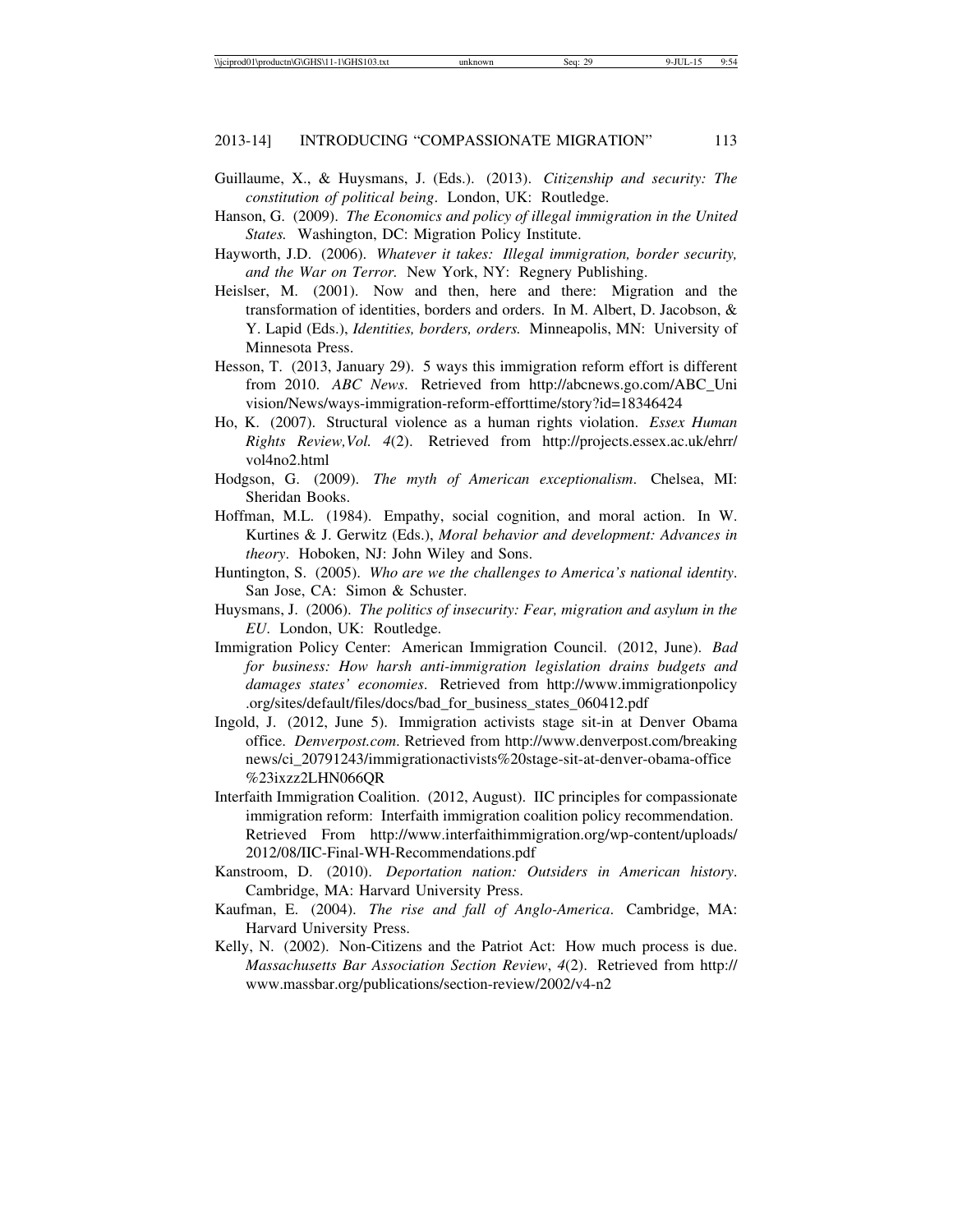Guillaume, X., & Huysmans, J. (Eds.). (2013). *Citizenship and security: The constitution of political being*. London, UK: Routledge.

Hanson, G. (2009). *The Economics and policy of illegal immigration in the United States.* Washington, DC: Migration Policy Institute.

Hayworth, J.D. (2006). *Whatever it takes: Illegal immigration, border security, and the War on Terror.* New York, NY: Regnery Publishing.

Heislser, M. (2001). Now and then, here and there: Migration and the transformation of identities, borders and orders. In M. Albert, D. Jacobson, & Y. Lapid (Eds.), *Identities, borders, orders.* Minneapolis, MN: University of Minnesota Press.

Hesson, T. (2013, January 29). 5 ways this immigration reform effort is different from 2010. *ABC News*. Retrieved from http://abcnews.go.com/ABC_Univision/News/ways-immigration-reform-efforttime/story?id=18346424

Ho, K. (2007). Structural violence as a human rights violation. *Essex Human Rights Review,Vol. 4*(2). Retrieved from http://projects.essex.ac.uk/ehrr/vol4no2.html

Hodgson, G. (2009). *The myth of American exceptionalism*. Chelsea, MI: Sheridan Books.

Hoffman, M.L. (1984). Empathy, social cognition, and moral action. In W. Kurtines & J. Gerwitz (Eds.), *Moral behavior and development: Advances in theory*. Hoboken, NJ: John Wiley and Sons.

Huntington, S. (2005). *Who are we the challenges to America's national identity*. San Jose, CA: Simon & Schuster.

Huysmans, J. (2006). *The politics of insecurity: Fear, migration and asylum in the EU*. London, UK: Routledge.

Immigration Policy Center: American Immigration Council. (2012, June). *Bad for business: How harsh anti-immigration legislation drains budgets and damages states' economies*. Retrieved from http://www.immigrationpolicy.org/sites/default/files/docs/bad_for_business_states_060412.pdf

Ingold, J. (2012, June 5). Immigration activists stage sit-in at Denver Obama office. *Denverpost.com*. Retrieved from http://www.denverpost.com/breakingnews/ci_20791243/immigrationactivists%20stage-sit-at-denver-obama-office%23ixzz2LHN066QR

Interfaith Immigration Coalition. (2012, August). IIC principles for compassionate immigration reform: Interfaith immigration coalition policy recommendation. Retrieved From http://www.interfaithimmigration.org/wp-content/uploads/2012/08/IIC-Final-WH-Recommendations.pdf

Kanstroom, D. (2010). *Deportation nation: Outsiders in American history*. Cambridge, MA: Harvard University Press.

Kaufman, E. (2004). *The rise and fall of Anglo-America*. Cambridge, MA: Harvard University Press.

Kelly, N. (2002). Non-Citizens and the Patriot Act: How much process is due. *Massachusetts Bar Association Section Review*, *4*(2). Retrieved from http://www.massbar.org/publications/section-review/2002/v4-n2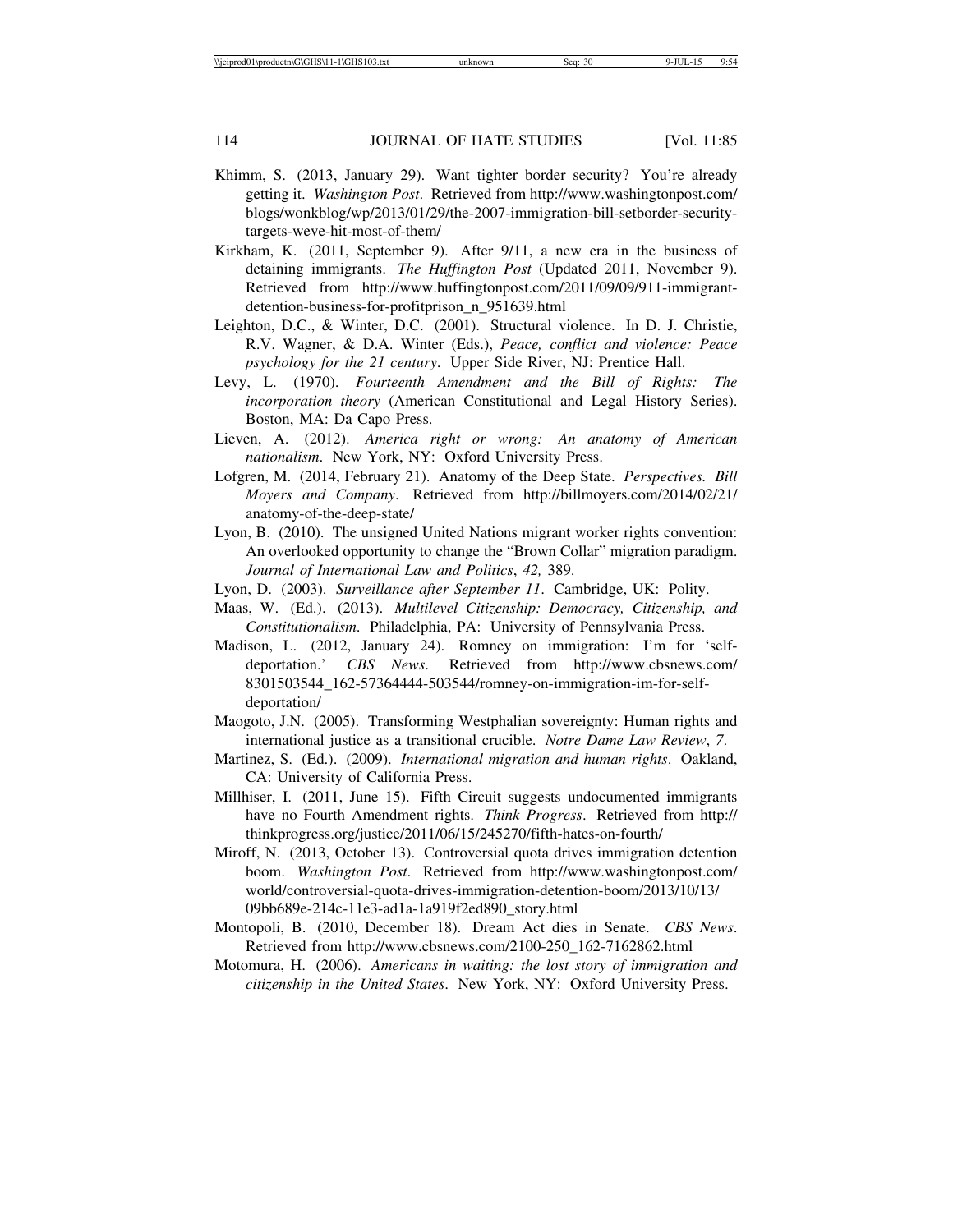Khimm, S. (2013, January 29). Want tighter border security? You're already getting it. *Washington Post*. Retrieved from http://www.washingtonpost.com/blogs/wonkblog/wp/2013/01/29/the-2007-immigration-bill-setborder-security-targets-weve-hit-most-of-them/

Kirkham, K. (2011, September 9). After 9/11, a new era in the business of detaining immigrants. *The Huffington Post* (Updated 2011, November 9). Retrieved from http://www.huffingtonpost.com/2011/09/09/911-immigrant-detention-business-for-profitprison_n_951639.html

Leighton, D.C., & Winter, D.C. (2001). Structural violence. In D. J. Christie, R.V. Wagner, & D.A. Winter (Eds.), *Peace, conflict and violence: Peace psychology for the 21 century*. Upper Side River, NJ: Prentice Hall.

Levy, L. (1970). *Fourteenth Amendment and the Bill of Rights: The incorporation theory* (American Constitutional and Legal History Series). Boston, MA: Da Capo Press.

Lieven, A. (2012). *America right or wrong: An anatomy of American nationalism*. New York, NY: Oxford University Press.

Lofgren, M. (2014, February 21). Anatomy of the Deep State. *Perspectives. Bill Moyers and Company*. Retrieved from http://billmoyers.com/2014/02/21/anatomy-of-the-deep-state/

Lyon, B. (2010). The unsigned United Nations migrant worker rights convention: An overlooked opportunity to change the "Brown Collar" migration paradigm. *Journal of International Law and Politics*, *42,* 389.

Lyon, D. (2003). *Surveillance after September 11*. Cambridge, UK: Polity.

Maas, W. (Ed.). (2013). *Multilevel Citizenship: Democracy, Citizenship, and Constitutionalism*. Philadelphia, PA: University of Pennsylvania Press.

Madison, L. (2012, January 24). Romney on immigration: I'm for 'self-deportation.' *CBS News*. Retrieved from http://www.cbsnews.com/8301503544_162-57364444-503544/romney-on-immigration-im-for-self-deportation/

Maogoto, J.N. (2005). Transforming Westphalian sovereignty: Human rights and international justice as a transitional crucible. *Notre Dame Law Review*, *7*.

Martinez, S. (Ed.). (2009). *International migration and human rights*. Oakland, CA: University of California Press.

Millhiser, I. (2011, June 15). Fifth Circuit suggests undocumented immigrants have no Fourth Amendment rights. *Think Progress*. Retrieved from http://thinkprogress.org/justice/2011/06/15/245270/fifth-hates-on-fourth/

Miroff, N. (2013, October 13). Controversial quota drives immigration detention boom. *Washington Post*. Retrieved from http://www.washingtonpost.com/world/controversial-quota-drives-immigration-detention-boom/2013/10/13/09bb689e-214c-11e3-ad1a-1a919f2ed890_story.html

Montopoli, B. (2010, December 18). Dream Act dies in Senate. *CBS News*. Retrieved from http://www.cbsnews.com/2100-250_162-7162862.html

Motomura, H. (2006). *Americans in waiting: the lost story of immigration and citizenship in the United States*. New York, NY: Oxford University Press.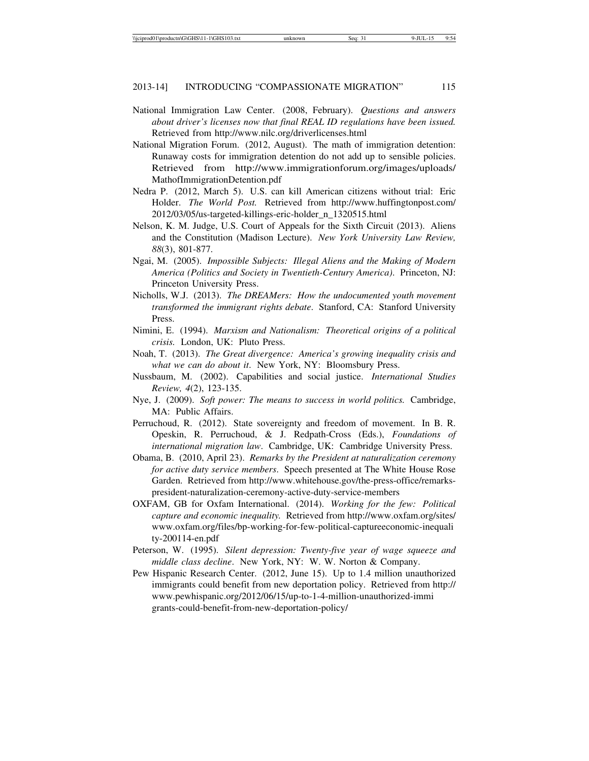National Immigration Law Center. (2008, February). *Questions and answers about driver's licenses now that final REAL ID regulations have been issued.* Retrieved from http://www.nilc.org/driverlicenses.html

National Migration Forum. (2012, August). The math of immigration detention: Runaway costs for immigration detention do not add up to sensible policies. Retrieved from http://www.immigrationforum.org/images/uploads/MathofImmigrationDetention.pdf

Nedra P. (2012, March 5). U.S. can kill American citizens without trial: Eric Holder. *The World Post.* Retrieved from http://www.huffingtonpost.com/2012/03/05/us-targeted-killings-eric-holder_n_1320515.html

Nelson, K. M. Judge, U.S. Court of Appeals for the Sixth Circuit (2013). Aliens and the Constitution (Madison Lecture). *New York University Law Review, 88*(3), 801-877.

Ngai, M. (2005). *Impossible Subjects: Illegal Aliens and the Making of Modern America (Politics and Society in Twentieth-Century America).* Princeton, NJ: Princeton University Press.

Nicholls, W.J. (2013). *The DREAMers: How the undocumented youth movement transformed the immigrant rights debate*. Stanford, CA: Stanford University Press.

Nimini, E. (1994). *Marxism and Nationalism: Theoretical origins of a political crisis.* London, UK: Pluto Press.

Noah, T. (2013). *The Great divergence: America's growing inequality crisis and what we can do about it*. New York, NY: Bloomsbury Press.

Nussbaum, M. (2002). Capabilities and social justice. *International Studies Review, 4*(2), 123-135.

Nye, J. (2009). *Soft power: The means to success in world politics.* Cambridge, MA: Public Affairs.

Perruchoud, R. (2012). State sovereignty and freedom of movement. In B. R. Opeskin, R. Perruchoud, & J. Redpath-Cross (Eds.), *Foundations of international migration law*. Cambridge, UK: Cambridge University Press.

Obama, B. (2010, April 23). *Remarks by the President at naturalization ceremony for active duty service members*. Speech presented at The White House Rose Garden. Retrieved from http://www.whitehouse.gov/the-press-office/remarks-president-naturalization-ceremony-active-duty-service-members

OXFAM, GB for Oxfam International. (2014). *Working for the few: Political capture and economic inequality.* Retrieved from http://www.oxfam.org/sites/www.oxfam.org/files/bp-working-for-few-political-captureeconomic-inequality-200114-en.pdf

Peterson, W. (1995). *Silent depression: Twenty-five year of wage squeeze and middle class decline*. New York, NY: W. W. Norton & Company.

Pew Hispanic Research Center. (2012, June 15). Up to 1.4 million unauthorized immigrants could benefit from new deportation policy. Retrieved from http://www.pewhispanic.org/2012/06/15/up-to-1-4-million-unauthorized-immigrants-could-benefit-from-new-deportation-policy/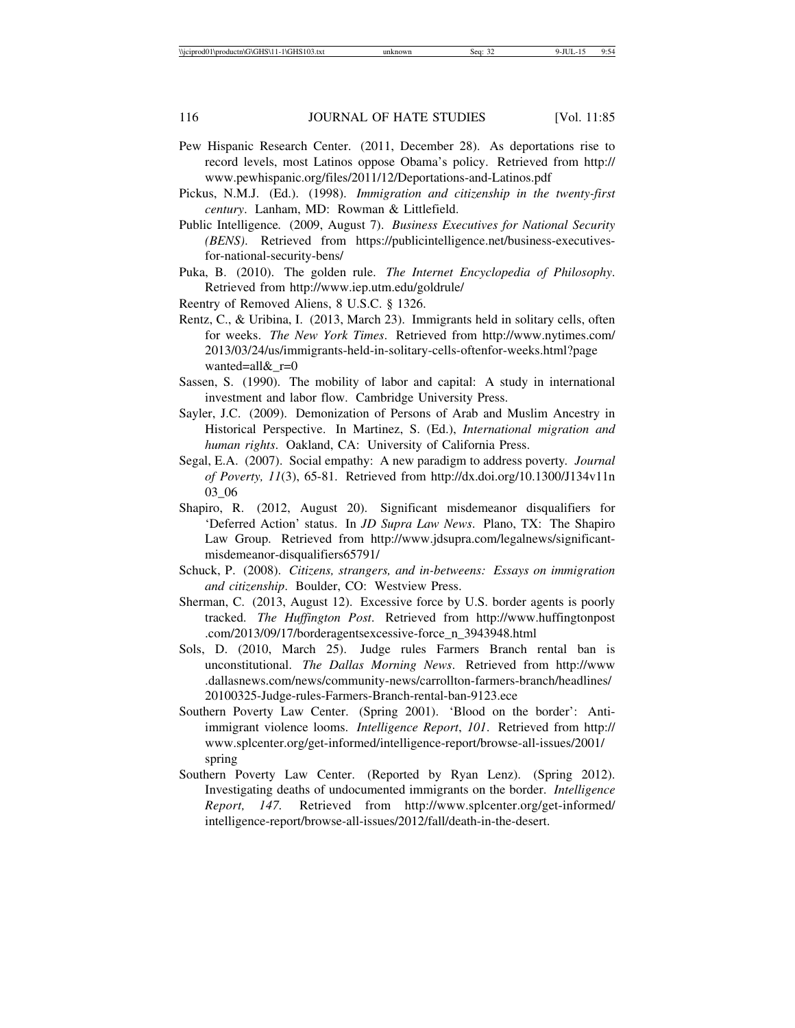Pew Hispanic Research Center. (2011, December 28). As deportations rise to record levels, most Latinos oppose Obama's policy. Retrieved from http://www.pewhispanic.org/files/2011/12/Deportations-and-Latinos.pdf

Pickus, N.M.J. (Ed.). (1998). *Immigration and citizenship in the twenty-first century*. Lanham, MD: Rowman & Littlefield.

Public Intelligence. (2009, August 7). *Business Executives for National Security (BENS)*. Retrieved from https://publicintelligence.net/business-executives-for-national-security-bens/

Puka, B. (2010). The golden rule. *The Internet Encyclopedia of Philosophy*. Retrieved from http://www.iep.utm.edu/goldrule/

Reentry of Removed Aliens, 8 U.S.C. § 1326.

Rentz, C., & Uribina, I. (2013, March 23). Immigrants held in solitary cells, often for weeks. *The New York Times*. Retrieved from http://www.nytimes.com/2013/03/24/us/immigrants-held-in-solitary-cells-oftenfor-weeks.html?pagewanted=all&_r=0

Sassen, S. (1990). The mobility of labor and capital: A study in international investment and labor flow. Cambridge University Press.

Sayler, J.C. (2009). Demonization of Persons of Arab and Muslim Ancestry in Historical Perspective. In Martinez, S. (Ed.), *International migration and human rights*. Oakland, CA: University of California Press.

Segal, E.A. (2007). Social empathy: A new paradigm to address poverty. *Journal of Poverty, 11*(3), 65-81. Retrieved from http://dx.doi.org/10.1300/J134v11n03_06

Shapiro, R. (2012, August 20). Significant misdemeanor disqualifiers for 'Deferred Action' status. In *JD Supra Law News*. Plano, TX: The Shapiro Law Group. Retrieved from http://www.jdsupra.com/legalnews/significant-misdemeanor-disqualifiers65791/

Schuck, P. (2008). *Citizens, strangers, and in-betweens: Essays on immigration and citizenship*. Boulder, CO: Westview Press.

Sherman, C. (2013, August 12). Excessive force by U.S. border agents is poorly tracked. *The Huffington Post*. Retrieved from http://www.huffingtonpost.com/2013/09/17/borderagentsexcessive-force_n_3943948.html

Sols, D. (2010, March 25). Judge rules Farmers Branch rental ban is unconstitutional. *The Dallas Morning News*. Retrieved from http://www.dallasnews.com/news/community-news/carrollton-farmers-branch/headlines/20100325-Judge-rules-Farmers-Branch-rental-ban-9123.ece

Southern Poverty Law Center. (Spring 2001). 'Blood on the border': Anti-immigrant violence looms. *Intelligence Report*, *101*. Retrieved from http://www.splcenter.org/get-informed/intelligence-report/browse-all-issues/2001/spring

Southern Poverty Law Center. (Reported by Ryan Lenz). (Spring 2012). Investigating deaths of undocumented immigrants on the border. *Intelligence Report, 147*. Retrieved from http://www.splcenter.org/get-informed/intelligence-report/browse-all-issues/2012/fall/death-in-the-desert.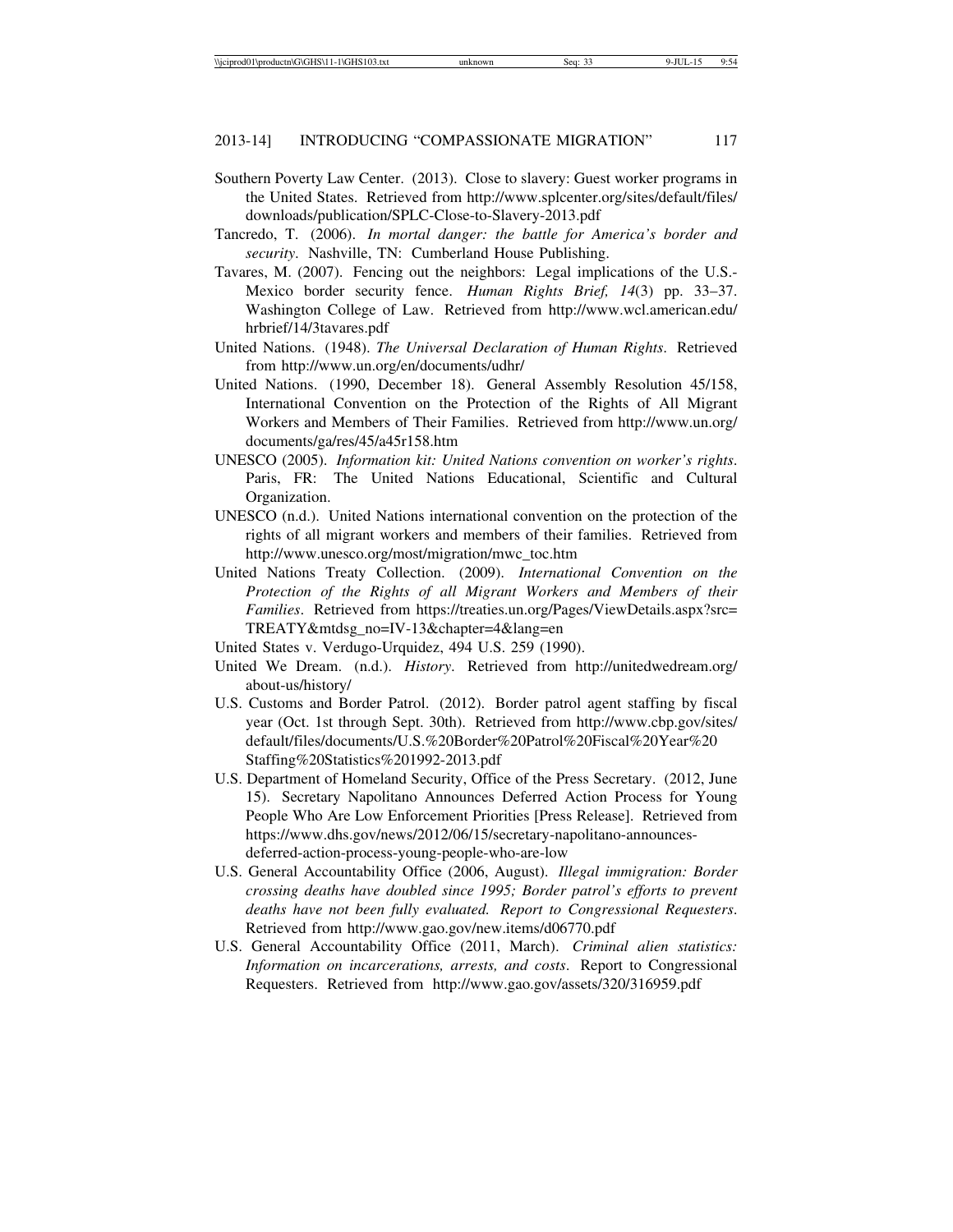Southern Poverty Law Center. (2013). Close to slavery: Guest worker programs in the United States. Retrieved from http://www.splcenter.org/sites/default/files/downloads/publication/SPLC-Close-to-Slavery-2013.pdf

Tancredo, T. (2006). *In mortal danger: the battle for America's border and security*. Nashville, TN: Cumberland House Publishing.

Tavares, M. (2007). Fencing out the neighbors: Legal implications of the U.S.-Mexico border security fence. *Human Rights Brief, 14*(3) pp. 33–37. Washington College of Law. Retrieved from http://www.wcl.american.edu/hrbrief/14/3tavares.pdf

United Nations. (1948). *The Universal Declaration of Human Rights*. Retrieved from http://www.un.org/en/documents/udhr/

United Nations. (1990, December 18). General Assembly Resolution 45/158, International Convention on the Protection of the Rights of All Migrant Workers and Members of Their Families. Retrieved from http://www.un.org/documents/ga/res/45/a45r158.htm

UNESCO (2005). *Information kit: United Nations convention on worker's rights*. Paris, FR: The United Nations Educational, Scientific and Cultural Organization.

UNESCO (n.d.). United Nations international convention on the protection of the rights of all migrant workers and members of their families. Retrieved from http://www.unesco.org/most/migration/mwc_toc.htm

United Nations Treaty Collection. (2009). *International Convention on the Protection of the Rights of all Migrant Workers and Members of their Families*. Retrieved from https://treaties.un.org/Pages/ViewDetails.aspx?src=TREATY&mtdsg_no=IV-13&chapter=4&lang=en

United States v. Verdugo-Urquidez, 494 U.S. 259 (1990).

United We Dream. (n.d.). *History*. Retrieved from http://unitedwedream.org/about-us/history/

U.S. Customs and Border Patrol. (2012). Border patrol agent staffing by fiscal year (Oct. 1st through Sept. 30th). Retrieved from http://www.cbp.gov/sites/default/files/documents/U.S.%20Border%20Patrol%20Fiscal%20Year%20Staffing%20Statistics%201992-2013.pdf

U.S. Department of Homeland Security, Office of the Press Secretary. (2012, June 15). Secretary Napolitano Announces Deferred Action Process for Young People Who Are Low Enforcement Priorities [Press Release]. Retrieved from https://www.dhs.gov/news/2012/06/15/secretary-napolitano-announces-deferred-action-process-young-people-who-are-low

U.S. General Accountability Office (2006, August). *Illegal immigration: Border crossing deaths have doubled since 1995; Border patrol's efforts to prevent deaths have not been fully evaluated. Report to Congressional Requesters*. Retrieved from http://www.gao.gov/new.items/d06770.pdf

U.S. General Accountability Office (2011, March). *Criminal alien statistics: Information on incarcerations, arrests, and costs*. Report to Congressional Requesters. Retrieved from http://www.gao.gov/assets/320/316959.pdf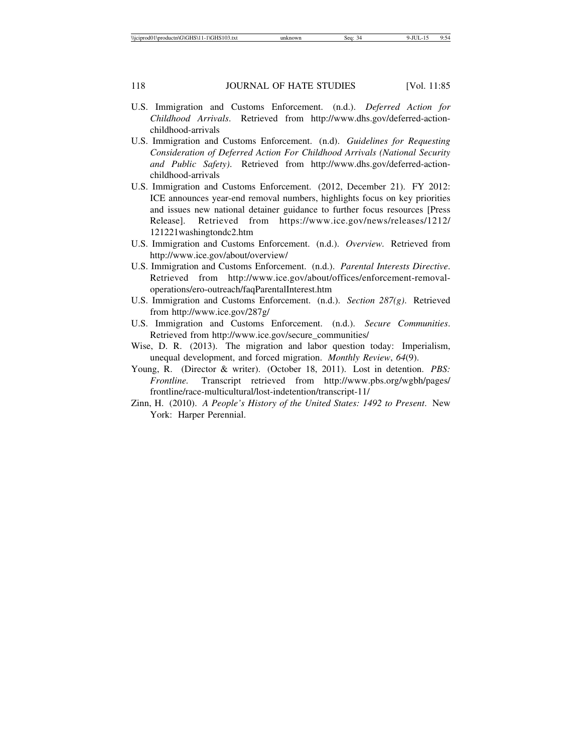U.S. Immigration and Customs Enforcement. (n.d.). *Deferred Action for Childhood Arrivals*. Retrieved from http://www.dhs.gov/deferred-action-childhood-arrivals

U.S. Immigration and Customs Enforcement. (n.d). *Guidelines for Requesting Consideration of Deferred Action For Childhood Arrivals (National Security and Public Safety)*. Retrieved from http://www.dhs.gov/deferred-action-childhood-arrivals

U.S. Immigration and Customs Enforcement. (2012, December 21). FY 2012: ICE announces year-end removal numbers, highlights focus on key priorities and issues new national detainer guidance to further focus resources [Press Release]. Retrieved from https://www.ice.gov/news/releases/1212/121221washingtondc2.htm

U.S. Immigration and Customs Enforcement. (n.d.). *Overview*. Retrieved from http://www.ice.gov/about/overview/

U.S. Immigration and Customs Enforcement. (n.d.). *Parental Interests Directive*. Retrieved from http://www.ice.gov/about/offices/enforcement-removal-operations/ero-outreach/faqParentalInterest.htm

U.S. Immigration and Customs Enforcement. (n.d.). *Section 287(g)*. Retrieved from http://www.ice.gov/287g/

U.S. Immigration and Customs Enforcement. (n.d.). *Secure Communities*. Retrieved from http://www.ice.gov/secure_communities/

Wise, D. R. (2013). The migration and labor question today: Imperialism, unequal development, and forced migration. *Monthly Review*, *64*(9).

Young, R. (Director & writer). (October 18, 2011). Lost in detention. *PBS: Frontline.* Transcript retrieved from http://www.pbs.org/wgbh/pages/frontline/race-multicultural/lost-indetention/transcript-11/

Zinn, H. (2010). *A People's History of the United States: 1492 to Present*. New York: Harper Perennial.